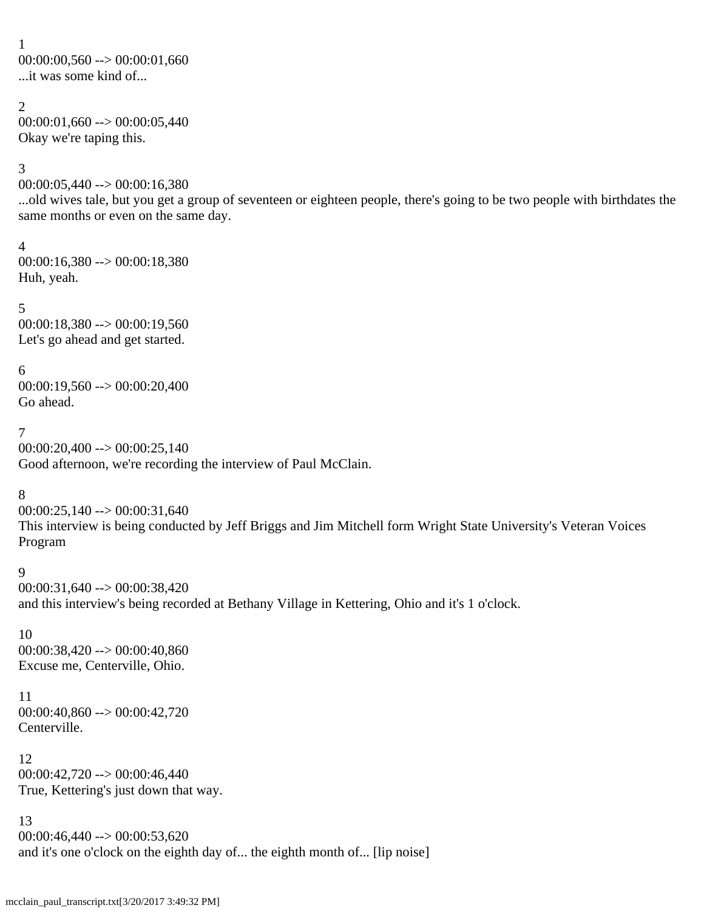1
00:00:00,560 --> 00:00:01,660
...it was some kind of...

2
00:00:01,660 --> 00:00:05,440
Okay we're taping this.

3
00:00:05,440 --> 00:00:16,380
...old wives tale, but you get a group of seventeen or eighteen people, there's going to be two people with birthdates the same months or even on the same day.

4
00:00:16,380 --> 00:00:18,380
Huh, yeah.

5
00:00:18,380 --> 00:00:19,560
Let's go ahead and get started.

6
00:00:19,560 --> 00:00:20,400
Go ahead.

7
00:00:20,400 --> 00:00:25,140
Good afternoon, we're recording the interview of Paul McClain.

8
00:00:25,140 --> 00:00:31,640
This interview is being conducted by Jeff Briggs and Jim Mitchell form Wright State University's Veteran Voices Program

9
00:00:31,640 --> 00:00:38,420
and this interview's being recorded at Bethany Village in Kettering, Ohio and it's 1 o'clock.

10
00:00:38,420 --> 00:00:40,860
Excuse me, Centerville, Ohio.

11
00:00:40,860 --> 00:00:42,720
Centerville.

12
00:00:42,720 --> 00:00:46,440
True, Kettering's just down that way.

13
00:00:46,440 --> 00:00:53,620
and it's one o'clock on the eighth day of... the eighth month of... [lip noise]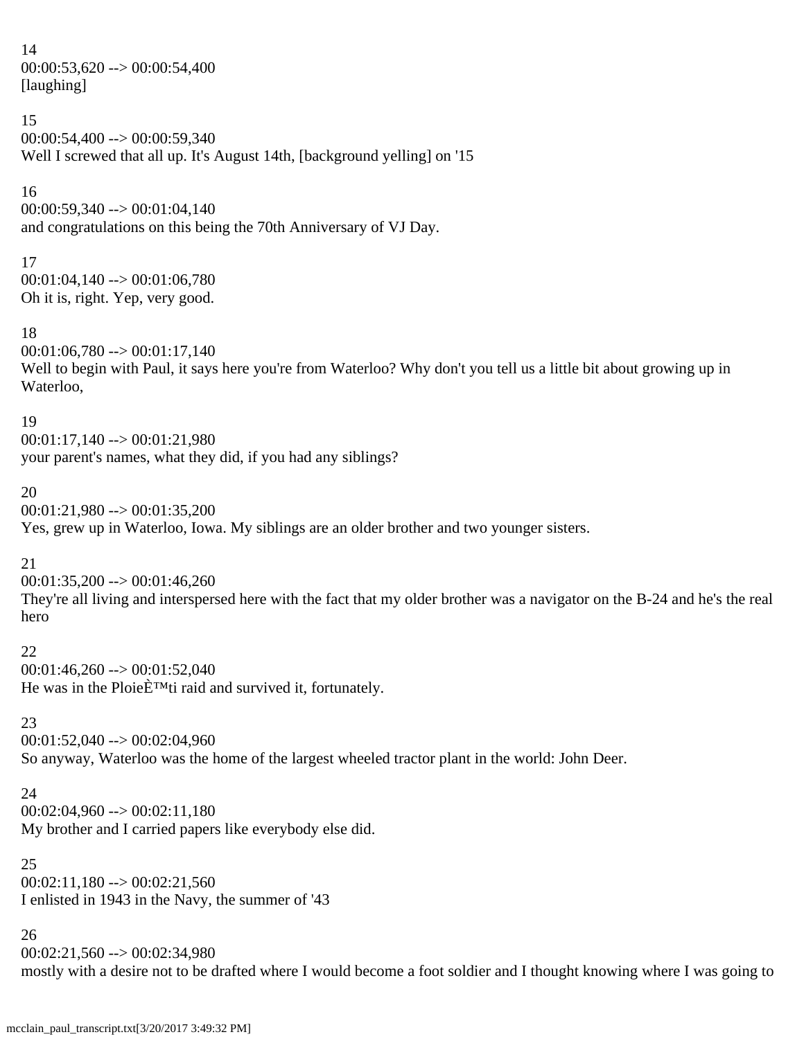14
00:00:53,620 --> 00:00:54,400
[laughing]

15
00:00:54,400 --> 00:00:59,340
Well I screwed that all up. It's August 14th, [background yelling] on '15

16
00:00:59,340 --> 00:01:04,140
and congratulations on this being the 70th Anniversary of VJ Day.

17
00:01:04,140 --> 00:01:06,780
Oh it is, right. Yep, very good.

18
00:01:06,780 --> 00:01:17,140
Well to begin with Paul, it says here you're from Waterloo? Why don't you tell us a little bit about growing up in Waterloo,

19
00:01:17,140 --> 00:01:21,980
your parent's names, what they did, if you had any siblings?

20
00:01:21,980 --> 00:01:35,200
Yes, grew up in Waterloo, Iowa. My siblings are an older brother and two younger sisters.

21
00:01:35,200 --> 00:01:46,260
They're all living and interspersed here with the fact that my older brother was a navigator on the B-24 and he's the real hero

22
00:01:46,260 --> 00:01:52,040
He was in the PloieÈ™ti raid and survived it, fortunately.

23
00:01:52,040 --> 00:02:04,960
So anyway, Waterloo was the home of the largest wheeled tractor plant in the world: John Deer.

24
00:02:04,960 --> 00:02:11,180
My brother and I carried papers like everybody else did.

25
00:02:11,180 --> 00:02:21,560
I enlisted in 1943 in the Navy, the summer of '43

26
00:02:21,560 --> 00:02:34,980
mostly with a desire not to be drafted where I would become a foot soldier and I thought knowing where I was going to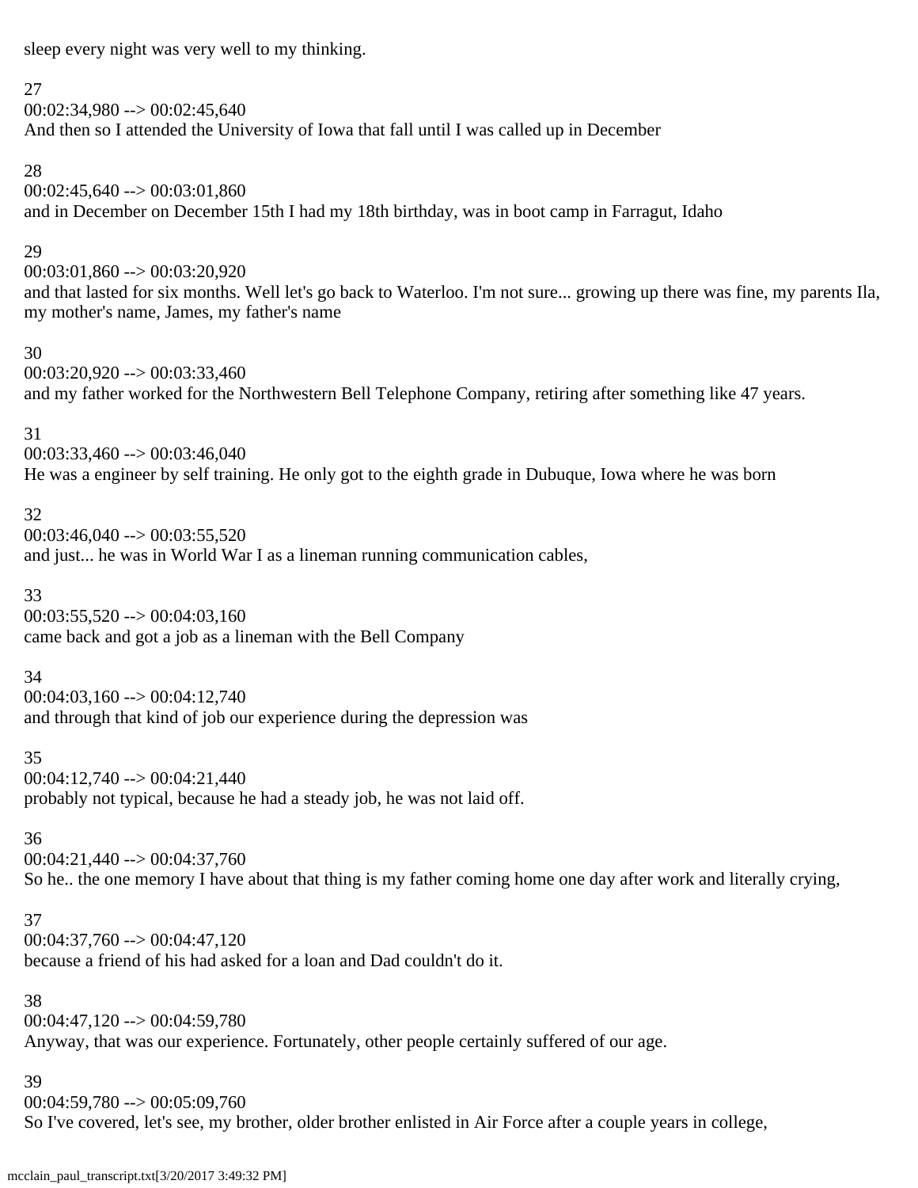sleep every night was very well to my thinking.

27
00:02:34,980 --> 00:02:45,640
And then so I attended the University of Iowa that fall until I was called up in December

28
00:02:45,640 --> 00:03:01,860
and in December on December 15th I had my 18th birthday, was in boot camp in Farragut, Idaho

29
00:03:01,860 --> 00:03:20,920
and that lasted for six months. Well let's go back to Waterloo. I'm not sure... growing up there was fine, my parents Ila, my mother's name, James, my father's name

30
00:03:20,920 --> 00:03:33,460
and my father worked for the Northwestern Bell Telephone Company, retiring after something like 47 years.

31
00:03:33,460 --> 00:03:46,040
He was a engineer by self training. He only got to the eighth grade in Dubuque, Iowa where he was born

32
00:03:46,040 --> 00:03:55,520
and just... he was in World War I as a lineman running communication cables,

33
00:03:55,520 --> 00:04:03,160
came back and got a job as a lineman with the Bell Company

34
00:04:03,160 --> 00:04:12,740
and through that kind of job our experience during the depression was

35
00:04:12,740 --> 00:04:21,440
probably not typical, because he had a steady job, he was not laid off.

36
00:04:21,440 --> 00:04:37,760
So he.. the one memory I have about that thing is my father coming home one day after work and literally crying,

37
00:04:37,760 --> 00:04:47,120
because a friend of his had asked for a loan and Dad couldn't do it.

38
00:04:47,120 --> 00:04:59,780
Anyway, that was our experience. Fortunately, other people certainly suffered of our age.

39
00:04:59,780 --> 00:05:09,760
So I've covered, let's see, my brother, older brother enlisted in Air Force after a couple years in college,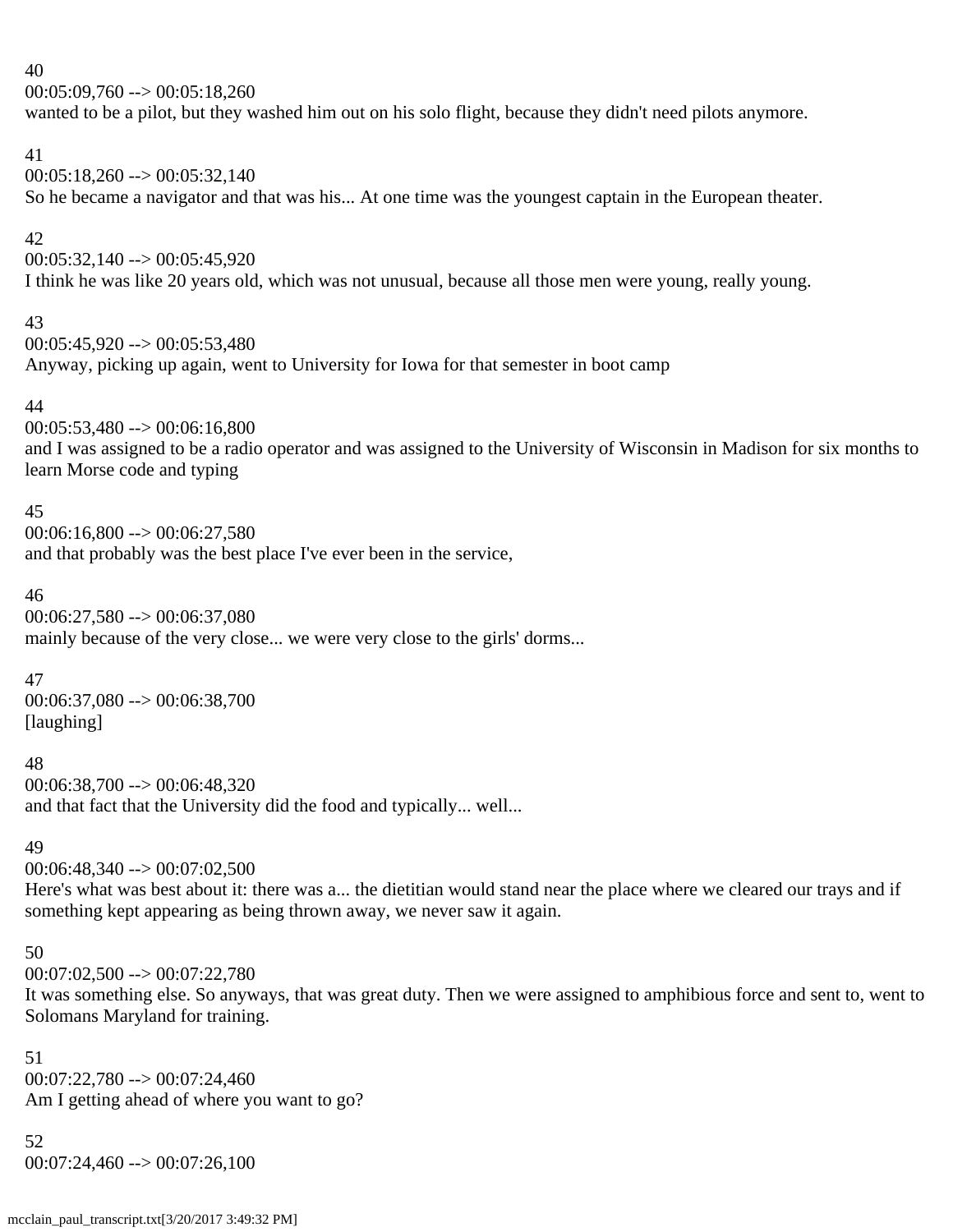40
00:05:09,760 --> 00:05:18,260
wanted to be a pilot, but they washed him out on his solo flight, because they didn't need pilots anymore.

41
00:05:18,260 --> 00:05:32,140
So he became a navigator and that was his... At one time was the youngest captain in the European theater.

42
00:05:32,140 --> 00:05:45,920
I think he was like 20 years old, which was not unusual, because all those men were young, really young.

43
00:05:45,920 --> 00:05:53,480
Anyway, picking up again, went to University for Iowa for that semester in boot camp

44
00:05:53,480 --> 00:06:16,800
and I was assigned to be a radio operator and was assigned to the University of Wisconsin in Madison for six months to learn Morse code and typing

45
00:06:16,800 --> 00:06:27,580
and that probably was the best place I've ever been in the service,

46
00:06:27,580 --> 00:06:37,080
mainly because of the very close... we were very close to the girls' dorms...

47
00:06:37,080 --> 00:06:38,700
[laughing]

48
00:06:38,700 --> 00:06:48,320
and that fact that the University did the food and typically... well...

49
00:06:48,340 --> 00:07:02,500
Here's what was best about it: there was a... the dietitian would stand near the place where we cleared our trays and if something kept appearing as being thrown away, we never saw it again.

50
00:07:02,500 --> 00:07:22,780
It was something else. So anyways, that was great duty. Then we were assigned to amphibious force and sent to, went to Solomans Maryland for training.

51
00:07:22,780 --> 00:07:24,460
Am I getting ahead of where you want to go?

52
00:07:24,460 --> 00:07:26,100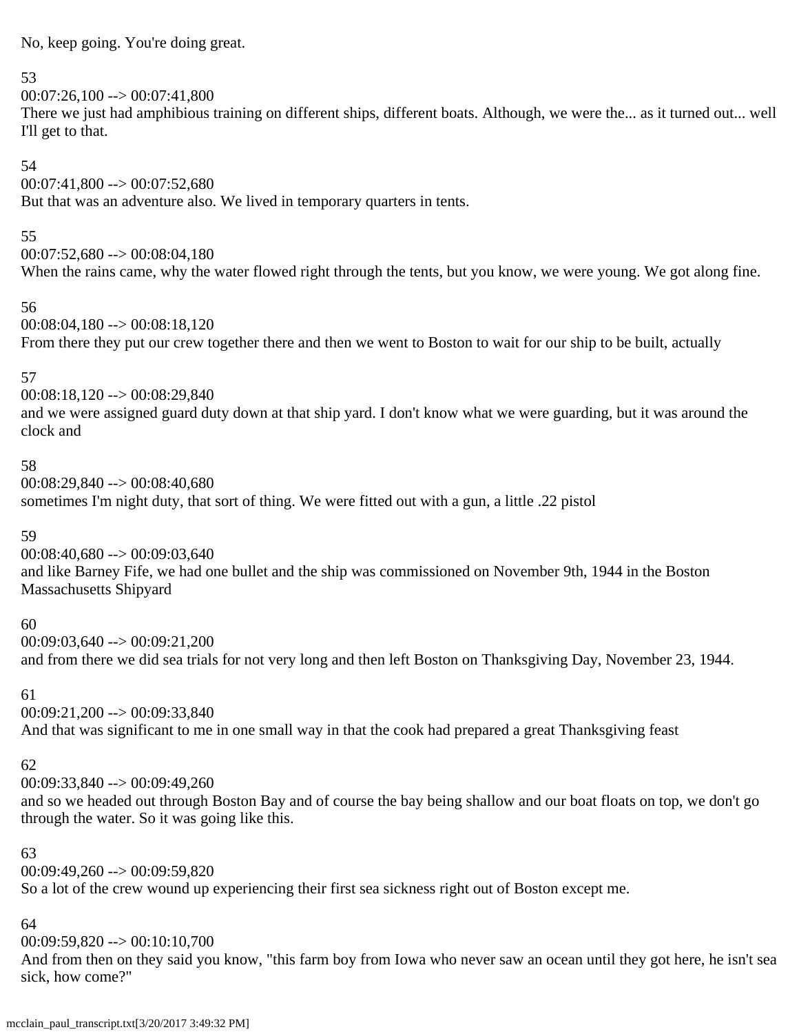No, keep going. You're doing great.

53
00:07:26,100 --> 00:07:41,800
There we just had amphibious training on different ships, different boats. Although, we were the... as it turned out... well I'll get to that.

54
00:07:41,800 --> 00:07:52,680
But that was an adventure also. We lived in temporary quarters in tents.

55
00:07:52,680 --> 00:08:04,180
When the rains came, why the water flowed right through the tents, but you know, we were young. We got along fine.

56
00:08:04,180 --> 00:08:18,120
From there they put our crew together there and then we went to Boston to wait for our ship to be built, actually

57
00:08:18,120 --> 00:08:29,840
and we were assigned guard duty down at that ship yard. I don't know what we were guarding, but it was around the clock and

58
00:08:29,840 --> 00:08:40,680
sometimes I'm night duty, that sort of thing. We were fitted out with a gun, a little .22 pistol

59
00:08:40,680 --> 00:09:03,640
and like Barney Fife, we had one bullet and the ship was commissioned on November 9th, 1944 in the Boston Massachusetts Shipyard

60
00:09:03,640 --> 00:09:21,200
and from there we did sea trials for not very long and then left Boston on Thanksgiving Day, November 23, 1944.

61
00:09:21,200 --> 00:09:33,840
And that was significant to me in one small way in that the cook had prepared a great Thanksgiving feast

62
00:09:33,840 --> 00:09:49,260
and so we headed out through Boston Bay and of course the bay being shallow and our boat floats on top, we don't go through the water. So it was going like this.

63
00:09:49,260 --> 00:09:59,820
So a lot of the crew wound up experiencing their first sea sickness right out of Boston except me.

64
00:09:59,820 --> 00:10:10,700
And from then on they said you know, "this farm boy from Iowa who never saw an ocean until they got here, he isn't sea sick, how come?"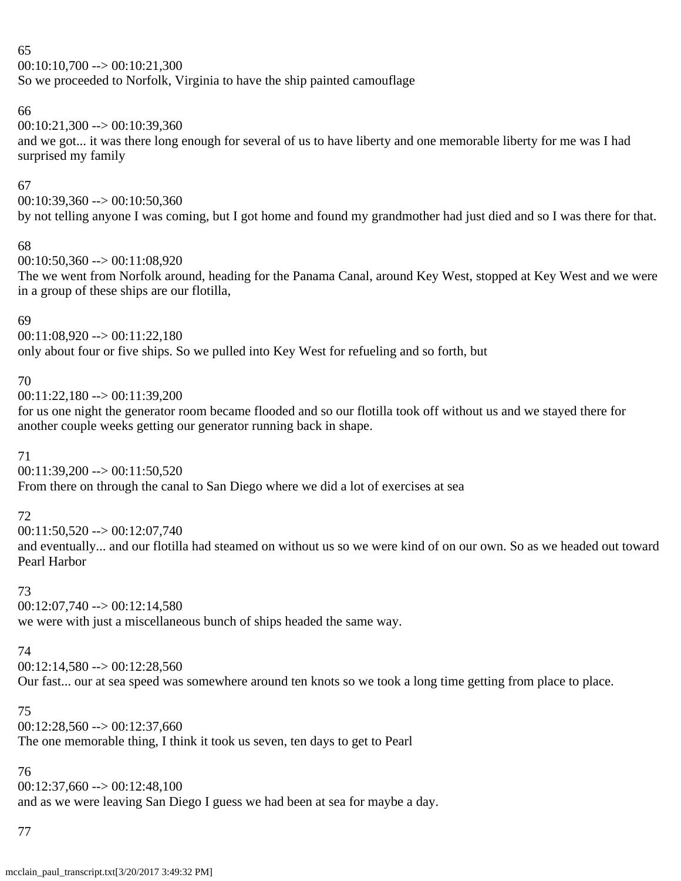65
00:10:10,700 --> 00:10:21,300
So we proceeded to Norfolk, Virginia to have the ship painted camouflage

66
00:10:21,300 --> 00:10:39,360
and we got... it was there long enough for several of us to have liberty and one memorable liberty for me was I had surprised my family

67
00:10:39,360 --> 00:10:50,360
by not telling anyone I was coming, but I got home and found my grandmother had just died and so I was there for that.

68
00:10:50,360 --> 00:11:08,920
The we went from Norfolk around, heading for the Panama Canal, around Key West, stopped at Key West and we were in a group of these ships are our flotilla,

69
00:11:08,920 --> 00:11:22,180
only about four or five ships. So we pulled into Key West for refueling and so forth, but

70
00:11:22,180 --> 00:11:39,200
for us one night the generator room became flooded and so our flotilla took off without us and we stayed there for another couple weeks getting our generator running back in shape.

71
00:11:39,200 --> 00:11:50,520
From there on through the canal to San Diego where we did a lot of exercises at sea

72
00:11:50,520 --> 00:12:07,740
and eventually... and our flotilla had steamed on without us so we were kind of on our own. So as we headed out toward Pearl Harbor

73
00:12:07,740 --> 00:12:14,580
we were with just a miscellaneous bunch of ships headed the same way.

74
00:12:14,580 --> 00:12:28,560
Our fast... our at sea speed was somewhere around ten knots so we took a long time getting from place to place.

75
00:12:28,560 --> 00:12:37,660
The one memorable thing, I think it took us seven, ten days to get to Pearl

76
00:12:37,660 --> 00:12:48,100
and as we were leaving San Diego I guess we had been at sea for maybe a day.

77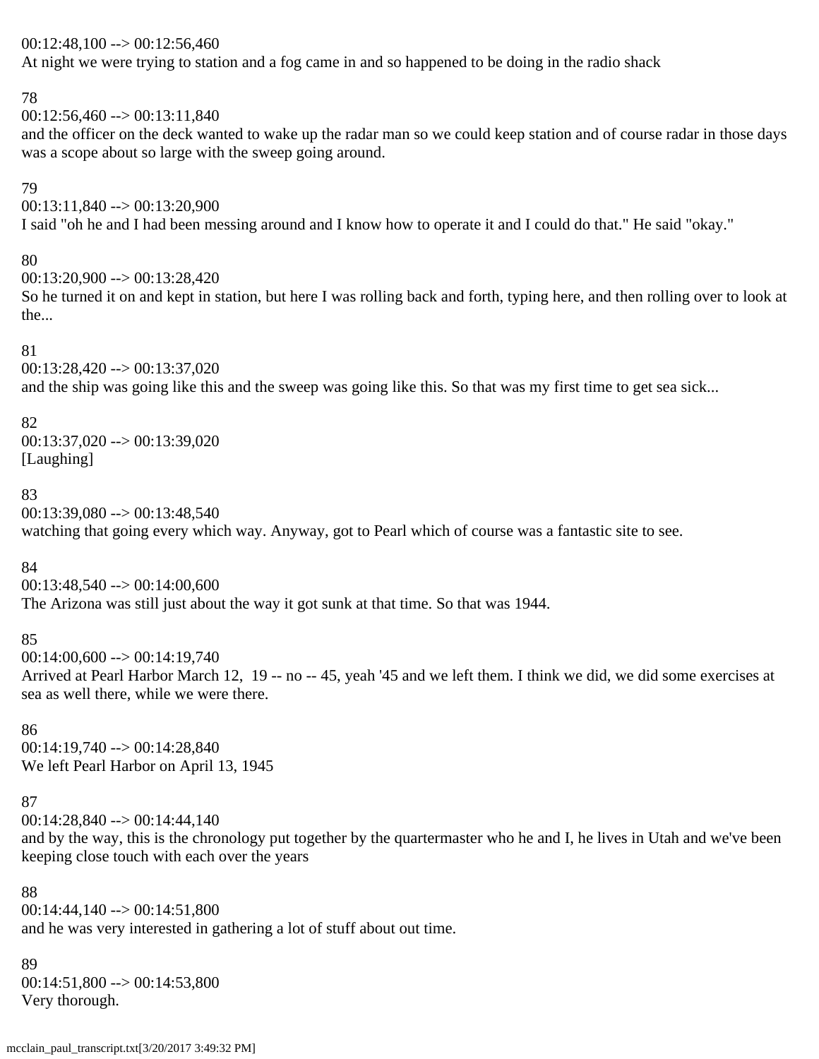00:12:48,100 --> 00:12:56,460
At night we were trying to station and a fog came in and so happened to be doing in the radio shack

78
00:12:56,460 --> 00:13:11,840
and the officer on the deck wanted to wake up the radar man so we could keep station and of course radar in those days was a scope about so large with the sweep going around.

79
00:13:11,840 --> 00:13:20,900
I said "oh he and I had been messing around and I know how to operate it and I could do that." He said "okay."

80
00:13:20,900 --> 00:13:28,420
So he turned it on and kept in station, but here I was rolling back and forth, typing here, and then rolling over to look at the...

81
00:13:28,420 --> 00:13:37,020
and the ship was going like this and the sweep was going like this. So that was my first time to get sea sick...

82
00:13:37,020 --> 00:13:39,020
[Laughing]

83
00:13:39,080 --> 00:13:48,540
watching that going every which way. Anyway, got to Pearl which of course was a fantastic site to see.

84
00:13:48,540 --> 00:14:00,600
The Arizona was still just about the way it got sunk at that time. So that was 1944.

85
00:14:00,600 --> 00:14:19,740
Arrived at Pearl Harbor March 12, 19 -- no -- 45, yeah '45 and we left them. I think we did, we did some exercises at sea as well there, while we were there.

86
00:14:19,740 --> 00:14:28,840
We left Pearl Harbor on April 13, 1945

87
00:14:28,840 --> 00:14:44,140
and by the way, this is the chronology put together by the quartermaster who he and I, he lives in Utah and we've been keeping close touch with each over the years

88
00:14:44,140 --> 00:14:51,800
and he was very interested in gathering a lot of stuff about out time.

89
00:14:51,800 --> 00:14:53,800
Very thorough.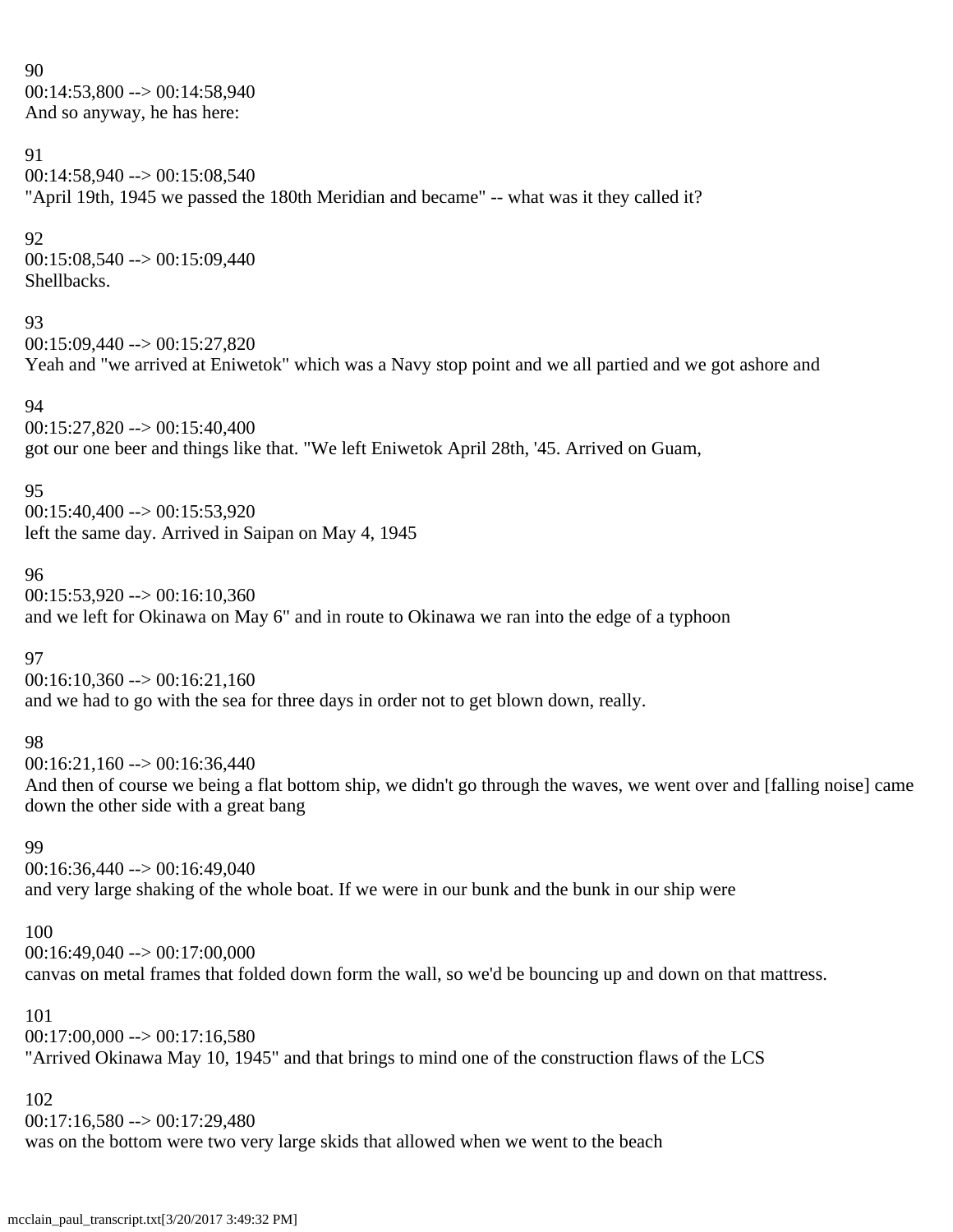90
00:14:53,800 --> 00:14:58,940
And so anyway, he has here:

91
00:14:58,940 --> 00:15:08,540
"April 19th, 1945 we passed the 180th Meridian and became" -- what was it they called it?

92
00:15:08,540 --> 00:15:09,440
Shellbacks.

93
00:15:09,440 --> 00:15:27,820
Yeah and "we arrived at Eniwetok" which was a Navy stop point and we all partied and we got ashore and

94
00:15:27,820 --> 00:15:40,400
got our one beer and things like that. "We left Eniwetok April 28th, '45. Arrived on Guam,

95
00:15:40,400 --> 00:15:53,920
left the same day. Arrived in Saipan on May 4, 1945

96
00:15:53,920 --> 00:16:10,360
and we left for Okinawa on May 6" and in route to Okinawa we ran into the edge of a typhoon

97
00:16:10,360 --> 00:16:21,160
and we had to go with the sea for three days in order not to get blown down, really.

98
00:16:21,160 --> 00:16:36,440
And then of course we being a flat bottom ship, we didn't go through the waves, we went over and [falling noise] came down the other side with a great bang

99
00:16:36,440 --> 00:16:49,040
and very large shaking of the whole boat. If we were in our bunk and the bunk in our ship were

100
00:16:49,040 --> 00:17:00,000
canvas on metal frames that folded down form the wall, so we'd be bouncing up and down on that mattress.

101
00:17:00,000 --> 00:17:16,580
"Arrived Okinawa May 10, 1945" and that brings to mind one of the construction flaws of the LCS

102
00:17:16,580 --> 00:17:29,480
was on the bottom were two very large skids that allowed when we went to the beach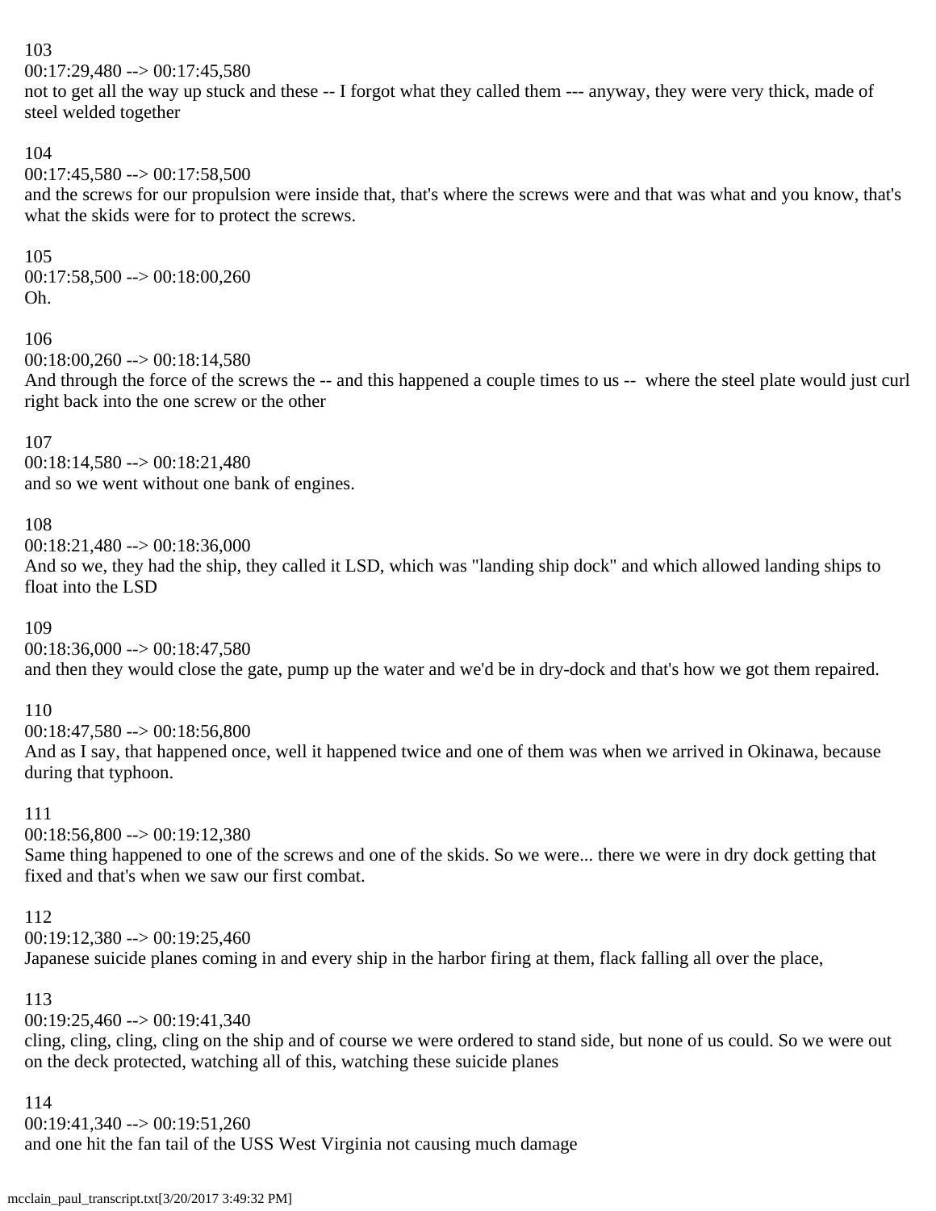103
00:17:29,480 --> 00:17:45,580
not to get all the way up stuck and these -- I forgot what they called them --- anyway, they were very thick, made of steel welded together

104
00:17:45,580 --> 00:17:58,500
and the screws for our propulsion were inside that, that's where the screws were and that was what and you know, that's what the skids were for to protect the screws.

105
00:17:58,500 --> 00:18:00,260
Oh.

106
00:18:00,260 --> 00:18:14,580
And through the force of the screws the -- and this happened a couple times to us -- where the steel plate would just curl right back into the one screw or the other

107
00:18:14,580 --> 00:18:21,480
and so we went without one bank of engines.

108
00:18:21,480 --> 00:18:36,000
And so we, they had the ship, they called it LSD, which was "landing ship dock" and which allowed landing ships to float into the LSD

109
00:18:36,000 --> 00:18:47,580
and then they would close the gate, pump up the water and we'd be in dry-dock and that's how we got them repaired.

110
00:18:47,580 --> 00:18:56,800
And as I say, that happened once, well it happened twice and one of them was when we arrived in Okinawa, because during that typhoon.

111
00:18:56,800 --> 00:19:12,380
Same thing happened to one of the screws and one of the skids. So we were... there we were in dry dock getting that fixed and that's when we saw our first combat.

112
00:19:12,380 --> 00:19:25,460
Japanese suicide planes coming in and every ship in the harbor firing at them, flack falling all over the place,

113
00:19:25,460 --> 00:19:41,340
cling, cling, cling, cling on the ship and of course we were ordered to stand side, but none of us could. So we were out on the deck protected, watching all of this, watching these suicide planes

114
00:19:41,340 --> 00:19:51,260
and one hit the fan tail of the USS West Virginia not causing much damage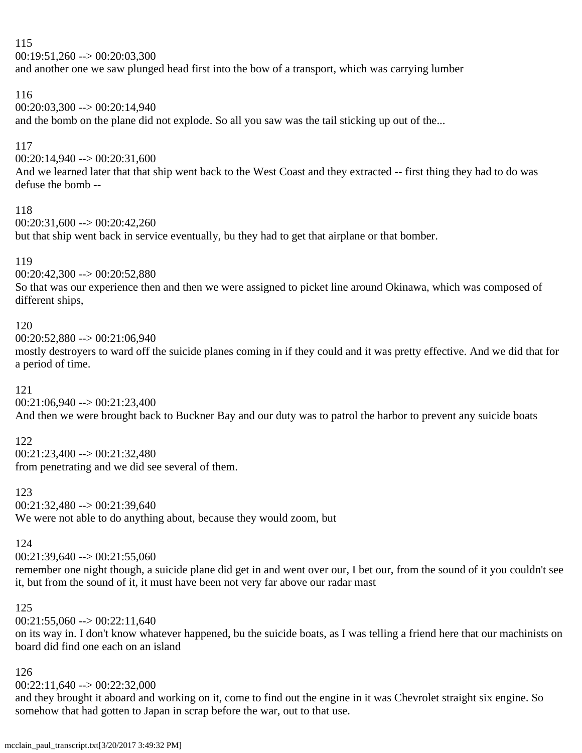115
00:19:51,260 --> 00:20:03,300
and another one we saw plunged head first into the bow of a transport, which was carrying lumber

116
00:20:03,300 --> 00:20:14,940
and the bomb on the plane did not explode. So all you saw was the tail sticking up out of the...

117
00:20:14,940 --> 00:20:31,600
And we learned later that that ship went back to the West Coast and they extracted -- first thing they had to do was defuse the bomb --

118
00:20:31,600 --> 00:20:42,260
but that ship went back in service eventually, bu they had to get that airplane or that bomber.

119
00:20:42,300 --> 00:20:52,880
So that was our experience then and then we were assigned to picket line around Okinawa, which was composed of different ships,

120
00:20:52,880 --> 00:21:06,940
mostly destroyers to ward off the suicide planes coming in if they could and it was pretty effective. And we did that for a period of time.

121
00:21:06,940 --> 00:21:23,400
And then we were brought back to Buckner Bay and our duty was to patrol the harbor to prevent any suicide boats

122
00:21:23,400 --> 00:21:32,480
from penetrating and we did see several of them.

123
00:21:32,480 --> 00:21:39,640
We were not able to do anything about, because they would zoom, but

124
00:21:39,640 --> 00:21:55,060
remember one night though, a suicide plane did get in and went over our, I bet our, from the sound of it you couldn't see it, but from the sound of it, it must have been not very far above our radar mast

125
00:21:55,060 --> 00:22:11,640
on its way in. I don't know whatever happened, bu the suicide boats, as I was telling a friend here that our machinists on board did find one each on an island

126
00:22:11,640 --> 00:22:32,000
and they brought it aboard and working on it, come to find out the engine in it was Chevrolet straight six engine. So somehow that had gotten to Japan in scrap before the war, out to that use.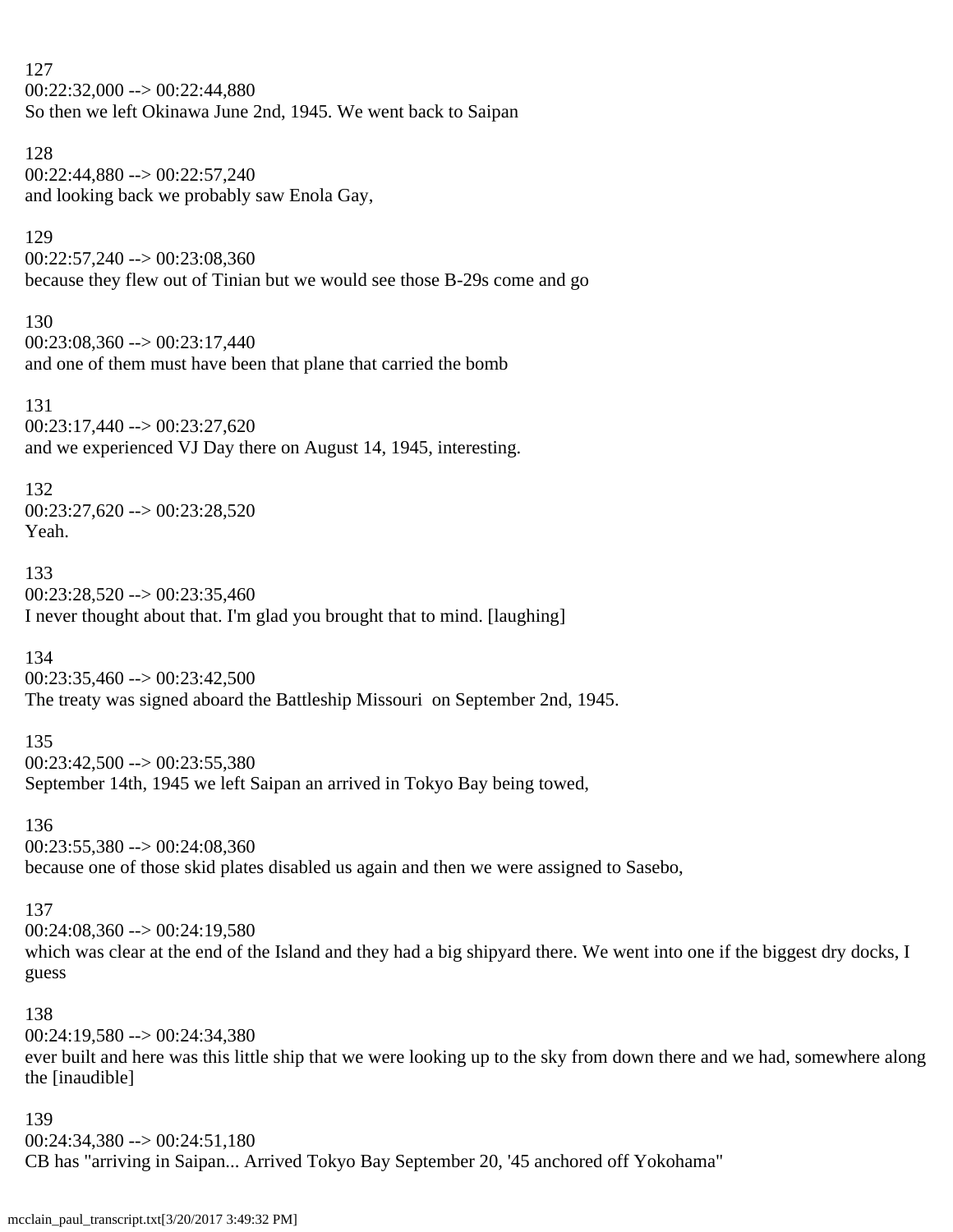127
00:22:32,000 --> 00:22:44,880
So then we left Okinawa June 2nd, 1945. We went back to Saipan

128
00:22:44,880 --> 00:22:57,240
and looking back we probably saw Enola Gay,

129
00:22:57,240 --> 00:23:08,360
because they flew out of Tinian but we would see those B-29s come and go

130
00:23:08,360 --> 00:23:17,440
and one of them must have been that plane that carried the bomb

131
00:23:17,440 --> 00:23:27,620
and we experienced VJ Day there on August 14, 1945, interesting.

132
00:23:27,620 --> 00:23:28,520
Yeah.

133
00:23:28,520 --> 00:23:35,460
I never thought about that. I'm glad you brought that to mind. [laughing]

134
00:23:35,460 --> 00:23:42,500
The treaty was signed aboard the Battleship Missouri  on September 2nd, 1945.

135
00:23:42,500 --> 00:23:55,380
September 14th, 1945 we left Saipan an arrived in Tokyo Bay being towed,

136
00:23:55,380 --> 00:24:08,360
because one of those skid plates disabled us again and then we were assigned to Sasebo,

137
00:24:08,360 --> 00:24:19,580
which was clear at the end of the Island and they had a big shipyard there. We went into one if the biggest dry docks, I guess

138
00:24:19,580 --> 00:24:34,380
ever built and here was this little ship that we were looking up to the sky from down there and we had, somewhere along the [inaudible]

139
00:24:34,380 --> 00:24:51,180
CB has "arriving in Saipan... Arrived Tokyo Bay September 20, '45 anchored off Yokohama"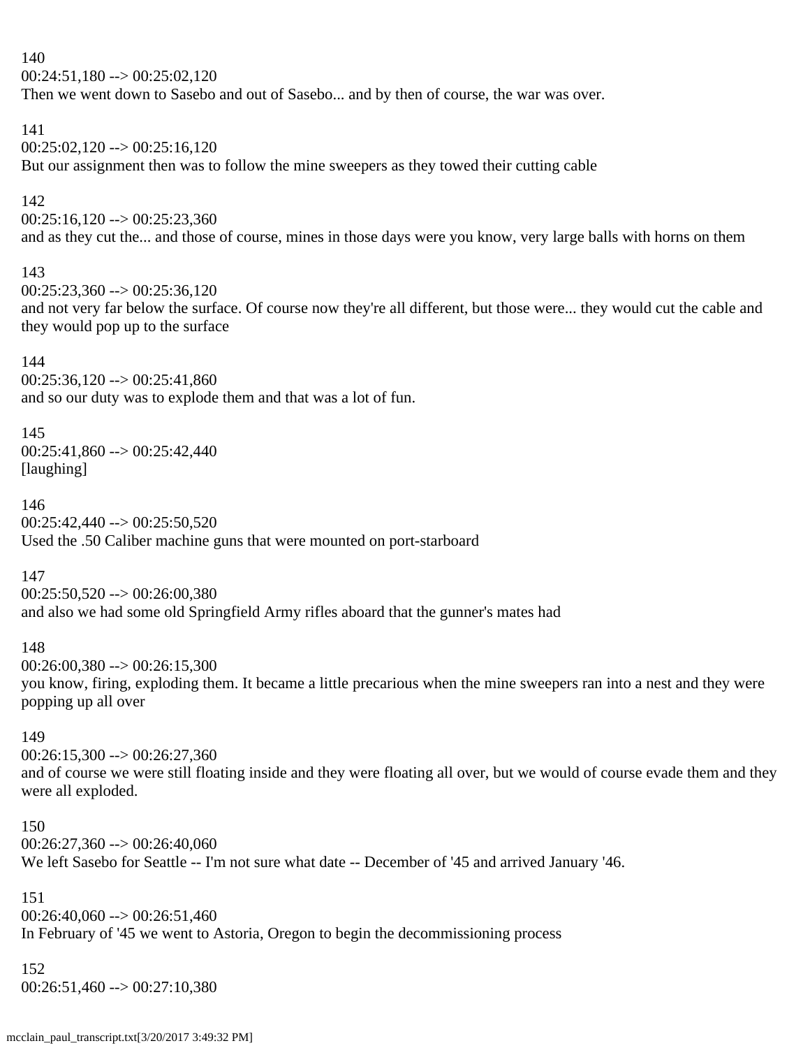140
00:24:51,180 --> 00:25:02,120
Then we went down to Sasebo and out of Sasebo... and by then of course, the war was over.

141
00:25:02,120 --> 00:25:16,120
But our assignment then was to follow the mine sweepers as they towed their cutting cable

142
00:25:16,120 --> 00:25:23,360
and as they cut the... and those of course, mines in those days were you know, very large balls with horns on them

143
00:25:23,360 --> 00:25:36,120
and not very far below the surface. Of course now they're all different, but those were... they would cut the cable and they would pop up to the surface

144
00:25:36,120 --> 00:25:41,860
and so our duty was to explode them and that was a lot of fun.

145
00:25:41,860 --> 00:25:42,440
[laughing]

146
00:25:42,440 --> 00:25:50,520
Used the .50 Caliber machine guns that were mounted on port-starboard

147
00:25:50,520 --> 00:26:00,380
and also we had some old Springfield Army rifles aboard that the gunner's mates had

148
00:26:00,380 --> 00:26:15,300
you know, firing, exploding them. It became a little precarious when the mine sweepers ran into a nest and they were popping up all over

149
00:26:15,300 --> 00:26:27,360
and of course we were still floating inside and they were floating all over, but we would of course evade them and they were all exploded.

150
00:26:27,360 --> 00:26:40,060
We left Sasebo for Seattle -- I'm not sure what date -- December of '45 and arrived January '46.

151
00:26:40,060 --> 00:26:51,460
In February of '45 we went to Astoria, Oregon to begin the decommissioning process

152
00:26:51,460 --> 00:27:10,380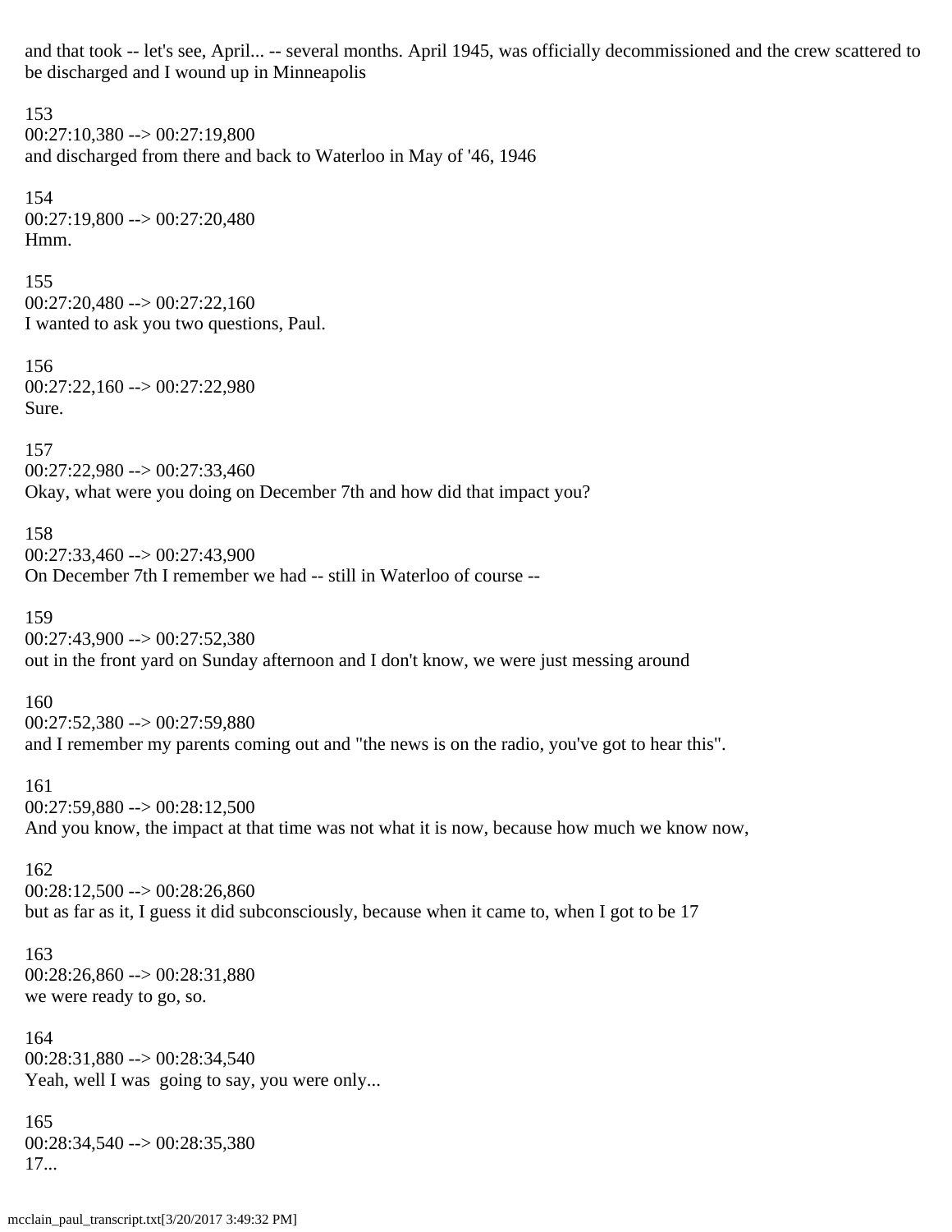and that took -- let's see, April... -- several months. April 1945, was officially decommissioned and the crew scattered to be discharged and I wound up in Minneapolis

153
00:27:10,380 --> 00:27:19,800
and discharged from there and back to Waterloo in May of '46, 1946

154
00:27:19,800 --> 00:27:20,480
Hmm.

155
00:27:20,480 --> 00:27:22,160
I wanted to ask you two questions, Paul.

156
00:27:22,160 --> 00:27:22,980
Sure.

157
00:27:22,980 --> 00:27:33,460
Okay, what were you doing on December 7th and how did that impact you?

158
00:27:33,460 --> 00:27:43,900
On December 7th I remember we had -- still in Waterloo of course --

159
00:27:43,900 --> 00:27:52,380
out in the front yard on Sunday afternoon and I don't know, we were just messing around

160
00:27:52,380 --> 00:27:59,880
and I remember my parents coming out and "the news is on the radio, you've got to hear this".

161
00:27:59,880 --> 00:28:12,500
And you know, the impact at that time was not what it is now, because how much we know now,

162
00:28:12,500 --> 00:28:26,860
but as far as it, I guess it did subconsciously, because when it came to, when I got to be 17

163
00:28:26,860 --> 00:28:31,880
we were ready to go, so.

164
00:28:31,880 --> 00:28:34,540
Yeah, well I was going to say, you were only...

165
00:28:34,540 --> 00:28:35,380
17...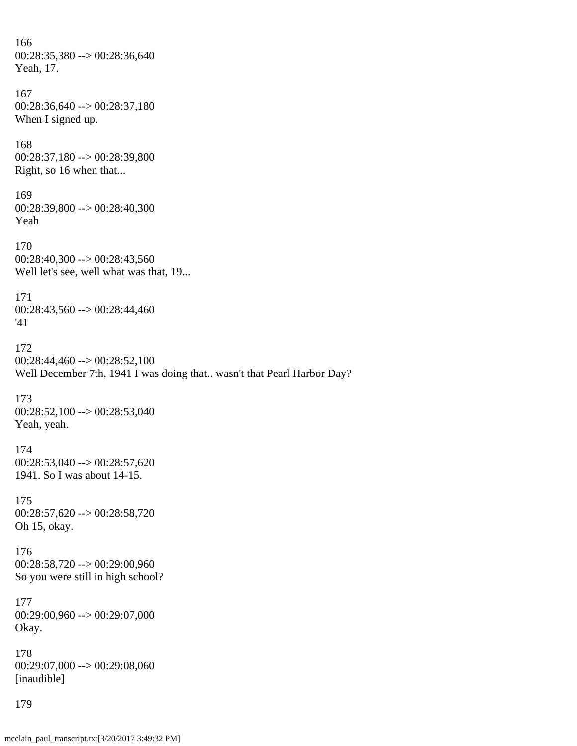166
00:28:35,380 --> 00:28:36,640
Yeah, 17.

167
00:28:36,640 --> 00:28:37,180
When I signed up.

168
00:28:37,180 --> 00:28:39,800
Right, so 16 when that...

169
00:28:39,800 --> 00:28:40,300
Yeah

170
00:28:40,300 --> 00:28:43,560
Well let's see, well what was that, 19...

171
00:28:43,560 --> 00:28:44,460
'41

172
00:28:44,460 --> 00:28:52,100
Well December 7th, 1941 I was doing that.. wasn't that Pearl Harbor Day?

173
00:28:52,100 --> 00:28:53,040
Yeah, yeah.

174
00:28:53,040 --> 00:28:57,620
1941. So I was about 14-15.

175
00:28:57,620 --> 00:28:58,720
Oh 15, okay.

176
00:28:58,720 --> 00:29:00,960
So you were still in high school?

177
00:29:00,960 --> 00:29:07,000
Okay.

178
00:29:07,000 --> 00:29:08,060
[inaudible]

179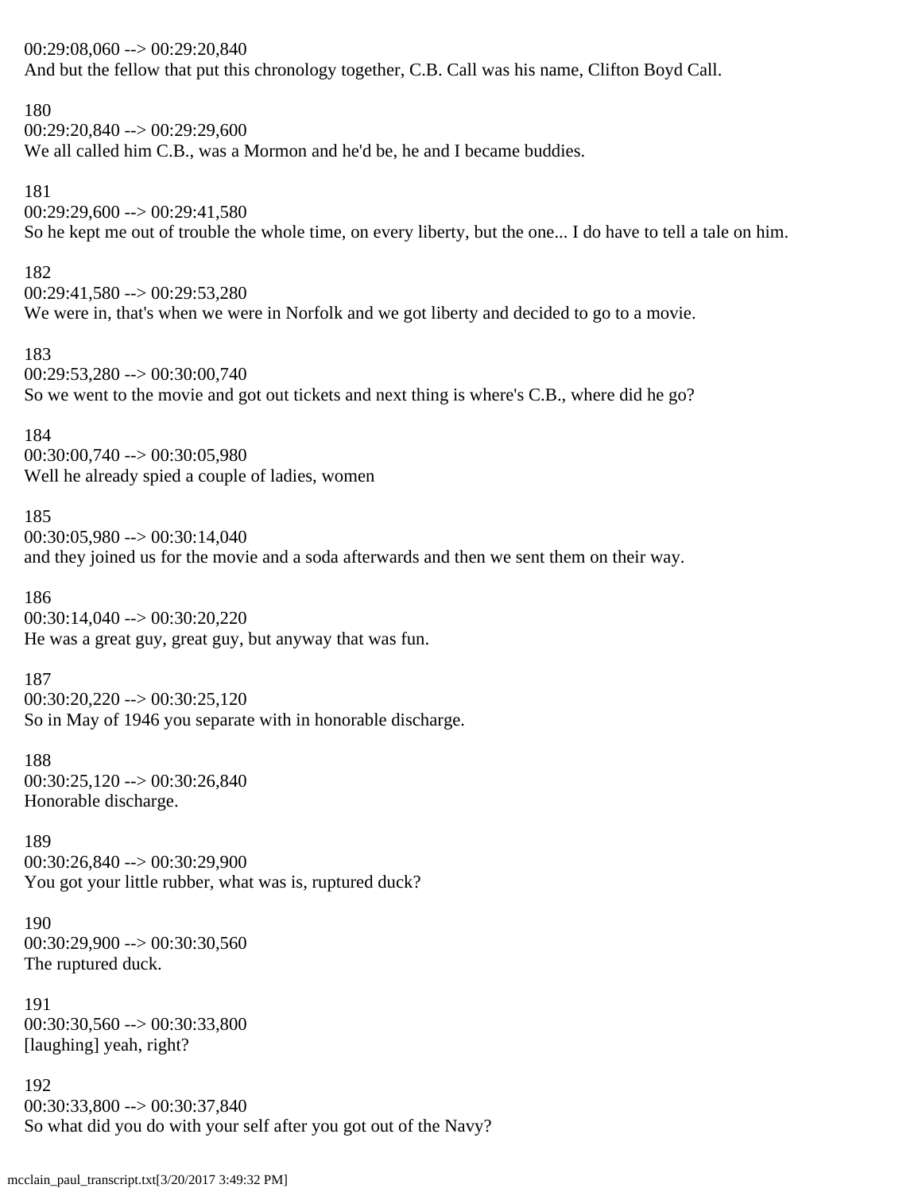00:29:08,060 --> 00:29:20,840
And but the fellow that put this chronology together, C.B. Call was his name, Clifton Boyd Call.

180
00:29:20,840 --> 00:29:29,600
We all called him C.B., was a Mormon and he'd be, he and I became buddies.

181
00:29:29,600 --> 00:29:41,580
So he kept me out of trouble the whole time, on every liberty, but the one... I do have to tell a tale on him.

182
00:29:41,580 --> 00:29:53,280
We were in, that's when we were in Norfolk and we got liberty and decided to go to a movie.

183
00:29:53,280 --> 00:30:00,740
So we went to the movie and got out tickets and next thing is where's C.B., where did he go?

184
00:30:00,740 --> 00:30:05,980
Well he already spied a couple of ladies, women

185
00:30:05,980 --> 00:30:14,040
and they joined us for the movie and a soda afterwards and then we sent them on their way.

186
00:30:14,040 --> 00:30:20,220
He was a great guy, great guy, but anyway that was fun.

187
00:30:20,220 --> 00:30:25,120
So in May of 1946 you separate with in honorable discharge.

188
00:30:25,120 --> 00:30:26,840
Honorable discharge.

189
00:30:26,840 --> 00:30:29,900
You got your little rubber, what was is, ruptured duck?

190
00:30:29,900 --> 00:30:30,560
The ruptured duck.

191
00:30:30,560 --> 00:30:33,800
[laughing] yeah, right?

192
00:30:33,800 --> 00:30:37,840
So what did you do with your self after you got out of the Navy?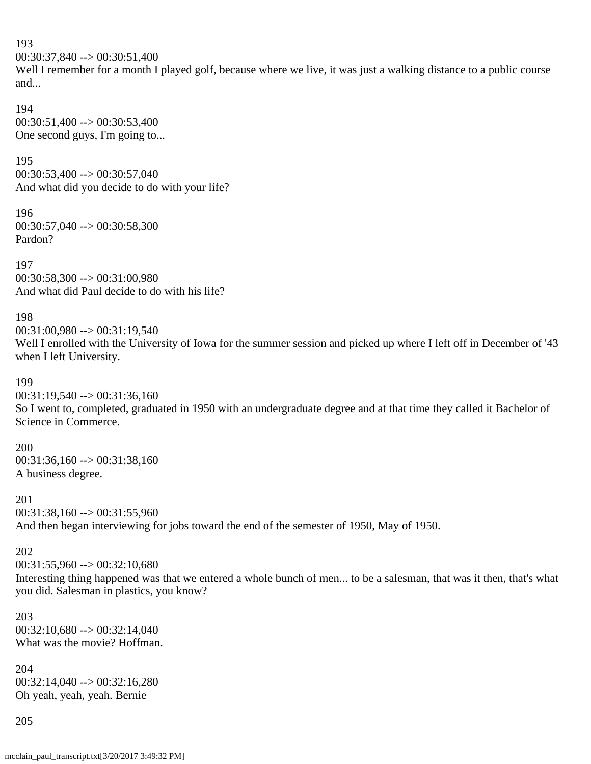193
00:30:37,840 --> 00:30:51,400
Well I remember for a month I played golf, because where we live, it was just a walking distance to a public course and...

194
00:30:51,400 --> 00:30:53,400
One second guys, I'm going to...

195
00:30:53,400 --> 00:30:57,040
And what did you decide to do with your life?

196
00:30:57,040 --> 00:30:58,300
Pardon?

197
00:30:58,300 --> 00:31:00,980
And what did Paul decide to do with his life?

198
00:31:00,980 --> 00:31:19,540
Well I enrolled with the University of Iowa for the summer session and picked up where I left off in December of '43 when I left University.

199
00:31:19,540 --> 00:31:36,160
So I went to, completed, graduated in 1950 with an undergraduate degree and at that time they called it Bachelor of Science in Commerce.

200
00:31:36,160 --> 00:31:38,160
A business degree.

201
00:31:38,160 --> 00:31:55,960
And then began interviewing for jobs toward the end of the semester of 1950, May of 1950.

202
00:31:55,960 --> 00:32:10,680
Interesting thing happened was that we entered a whole bunch of men... to be a salesman, that was it then, that's what you did. Salesman in plastics, you know?

203
00:32:10,680 --> 00:32:14,040
What was the movie? Hoffman.

204
00:32:14,040 --> 00:32:16,280
Oh yeah, yeah, yeah. Bernie

205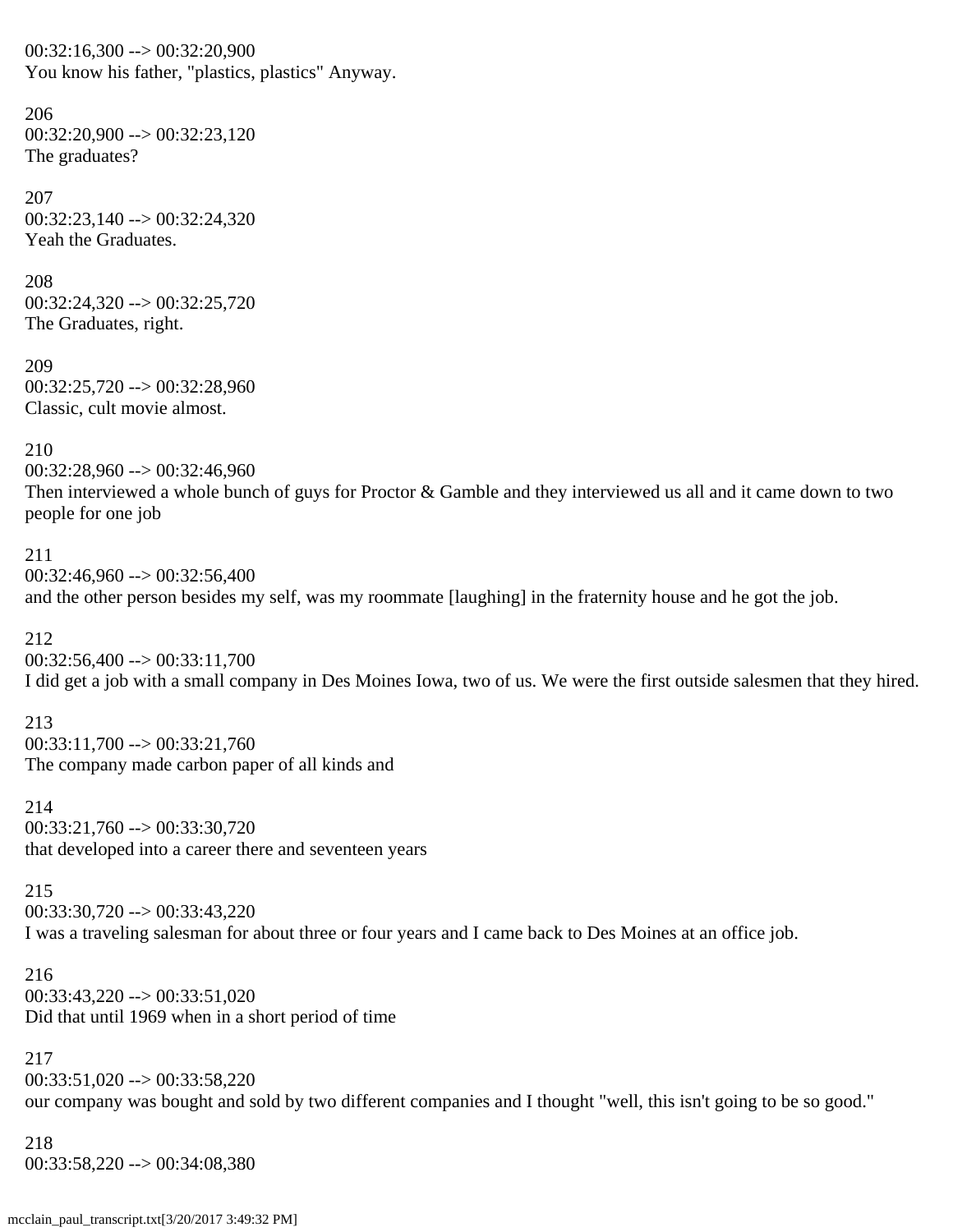00:32:16,300 --> 00:32:20,900
You know his father, "plastics, plastics" Anyway.

206
00:32:20,900 --> 00:32:23,120
The graduates?

207
00:32:23,140 --> 00:32:24,320
Yeah the Graduates.

208
00:32:24,320 --> 00:32:25,720
The Graduates, right.

209
00:32:25,720 --> 00:32:28,960
Classic, cult movie almost.

210
00:32:28,960 --> 00:32:46,960
Then interviewed a whole bunch of guys for Proctor & Gamble and they interviewed us all and it came down to two people for one job

211
00:32:46,960 --> 00:32:56,400
and the other person besides my self, was my roommate [laughing] in the fraternity house and he got the job.

212
00:32:56,400 --> 00:33:11,700
I did get a job with a small company in Des Moines Iowa, two of us. We were the first outside salesmen that they hired.

213
00:33:11,700 --> 00:33:21,760
The company made carbon paper of all kinds and

214
00:33:21,760 --> 00:33:30,720
that developed into a career there and seventeen years

215
00:33:30,720 --> 00:33:43,220
I was a traveling salesman for about three or four years and I came back to Des Moines at an office job.

216
00:33:43,220 --> 00:33:51,020
Did that until 1969 when in a short period of time

217
00:33:51,020 --> 00:33:58,220
our company was bought and sold by two different companies and I thought "well, this isn't going to be so good."

218
00:33:58,220 --> 00:34:08,380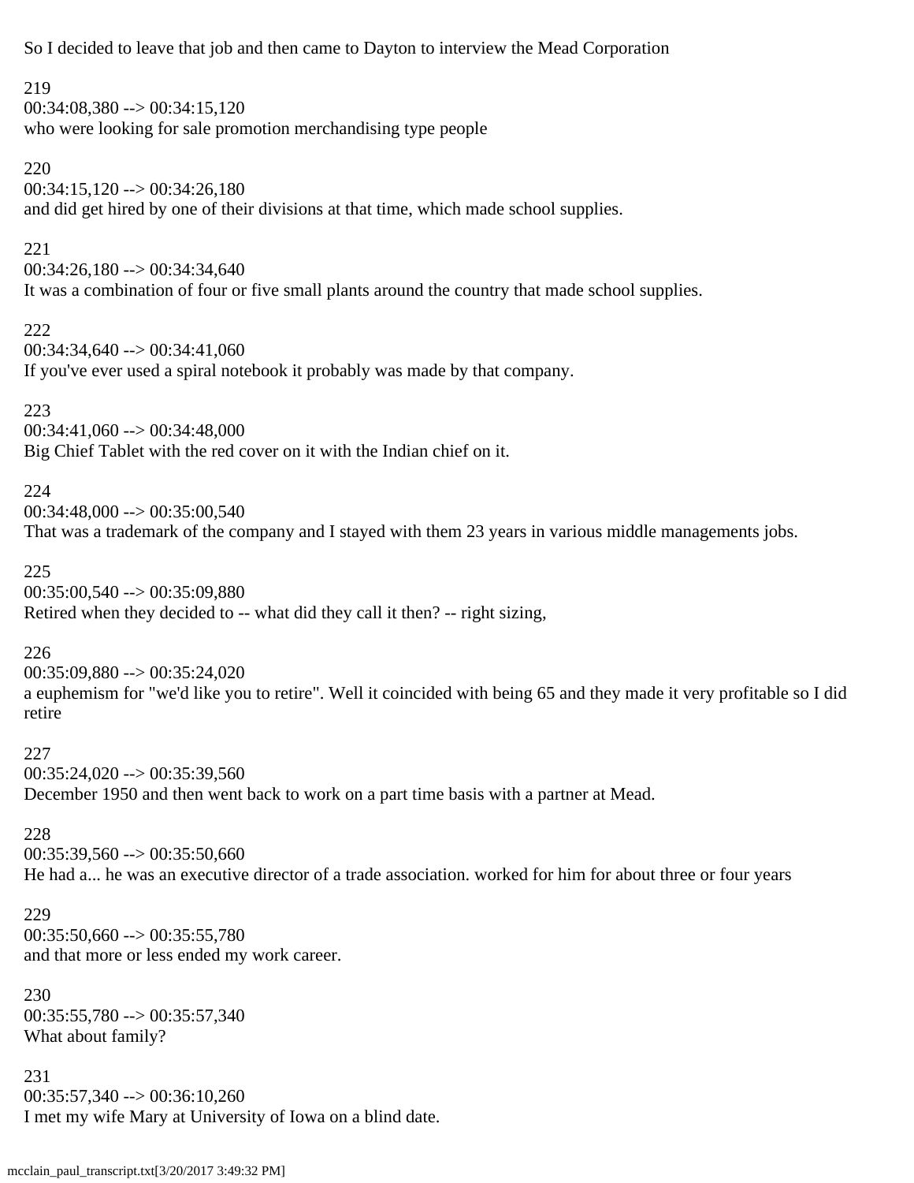So I decided to leave that job and then came to Dayton to interview the Mead Corporation

219
00:34:08,380 --> 00:34:15,120
who were looking for sale promotion merchandising type people

220
00:34:15,120 --> 00:34:26,180
and did get hired by one of their divisions at that time, which made school supplies.

221
00:34:26,180 --> 00:34:34,640
It was a combination of four or five small plants around the country that made school supplies.

222
00:34:34,640 --> 00:34:41,060
If you've ever used a spiral notebook it probably was made by that company.

223
00:34:41,060 --> 00:34:48,000
Big Chief Tablet with the red cover on it with the Indian chief on it.

224
00:34:48,000 --> 00:35:00,540
That was a trademark of the company and I stayed with them 23 years in various middle managements jobs.

225
00:35:00,540 --> 00:35:09,880
Retired when they decided to -- what did they call it then? -- right sizing,

226
00:35:09,880 --> 00:35:24,020
a euphemism for "we'd like you to retire". Well it coincided with being 65 and they made it very profitable so I did retire

227
00:35:24,020 --> 00:35:39,560
December 1950 and then went back to work on a part time basis with a partner at Mead.

228
00:35:39,560 --> 00:35:50,660
He had a... he was an executive director of a trade association. worked for him for about three or four years

229
00:35:50,660 --> 00:35:55,780
and that more or less ended my work career.

230
00:35:55,780 --> 00:35:57,340
What about family?

231
00:35:57,340 --> 00:36:10,260
I met my wife Mary at University of Iowa on a blind date.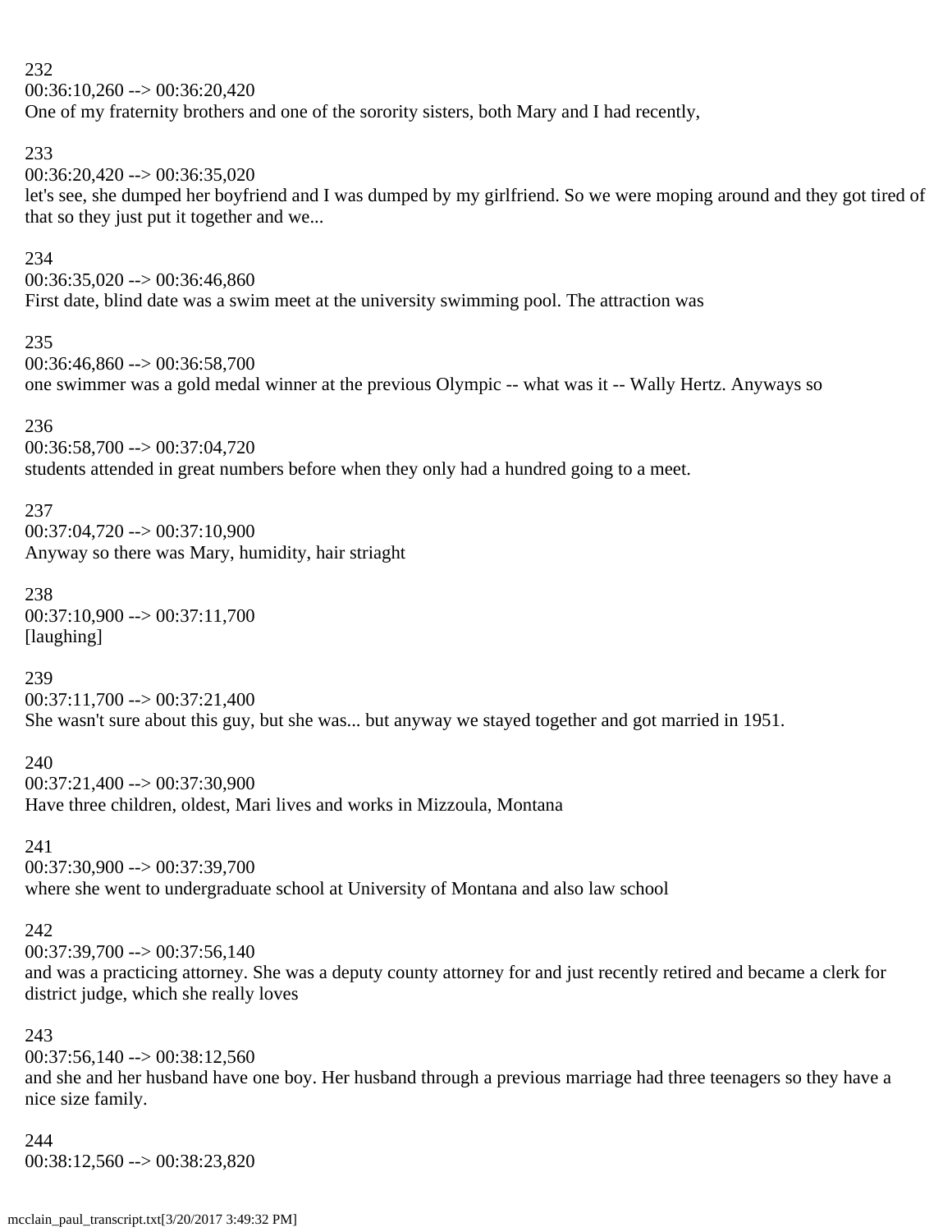232
00:36:10,260 --> 00:36:20,420
One of my fraternity brothers and one of the sorority sisters, both Mary and I had recently,

233
00:36:20,420 --> 00:36:35,020
let's see, she dumped her boyfriend and I was dumped by my girlfriend. So we were moping around and they got tired of that so they just put it together and we...

234
00:36:35,020 --> 00:36:46,860
First date, blind date was a swim meet at the university swimming pool. The attraction was

235
00:36:46,860 --> 00:36:58,700
one swimmer was a gold medal winner at the previous Olympic -- what was it -- Wally Hertz. Anyways so

236
00:36:58,700 --> 00:37:04,720
students attended in great numbers before when they only had a hundred going to a meet.

237
00:37:04,720 --> 00:37:10,900
Anyway so there was Mary, humidity, hair striaght

238
00:37:10,900 --> 00:37:11,700
[laughing]

239
00:37:11,700 --> 00:37:21,400
She wasn't sure about this guy, but she was... but anyway we stayed together and got married in 1951.

240
00:37:21,400 --> 00:37:30,900
Have three children, oldest, Mari lives and works in Mizzoula, Montana

241
00:37:30,900 --> 00:37:39,700
where she went to undergraduate school at University of Montana and also law school

242
00:37:39,700 --> 00:37:56,140
and was a practicing attorney. She was a deputy county attorney for and just recently retired and became a clerk for district judge, which she really loves

243
00:37:56,140 --> 00:38:12,560
and she and her husband have one boy. Her husband through a previous marriage had three teenagers so they have a nice size family.

244
00:38:12,560 --> 00:38:23,820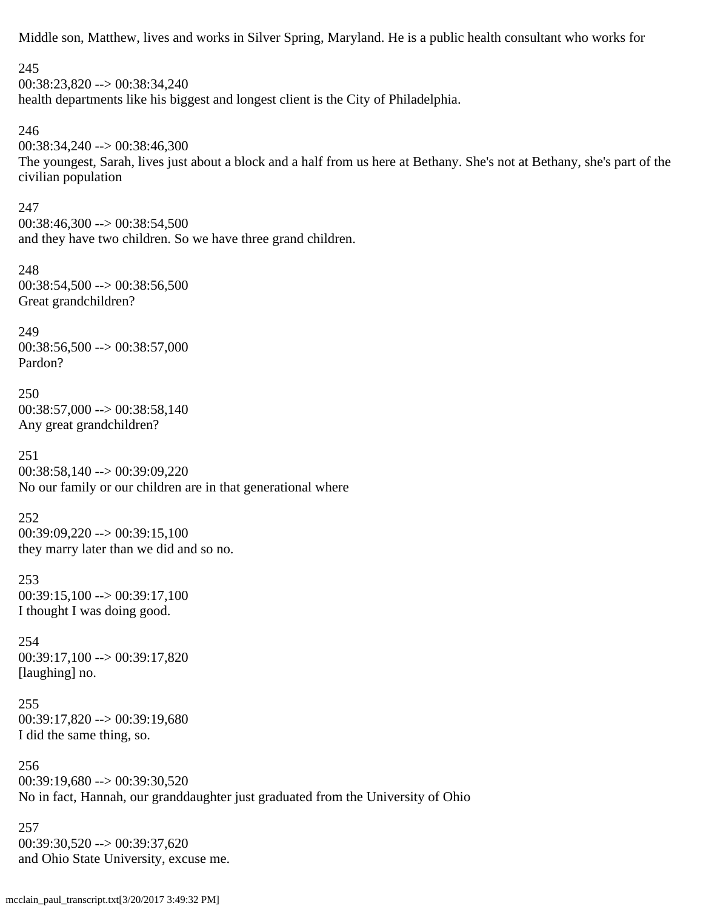Middle son, Matthew, lives and works in Silver Spring, Maryland. He is a public health consultant who works for

245
00:38:23,820 --> 00:38:34,240
health departments like his biggest and longest client is the City of Philadelphia.

246
00:38:34,240 --> 00:38:46,300
The youngest, Sarah, lives just about a block and a half from us here at Bethany. She's not at Bethany, she's part of the civilian population

247
00:38:46,300 --> 00:38:54,500
and they have two children. So we have three grand children.

248
00:38:54,500 --> 00:38:56,500
Great grandchildren?

249
00:38:56,500 --> 00:38:57,000
Pardon?

250
00:38:57,000 --> 00:38:58,140
Any great grandchildren?

251
00:38:58,140 --> 00:39:09,220
No our family or our children are in that generational where

252
00:39:09,220 --> 00:39:15,100
they marry later than we did and so no.

253
00:39:15,100 --> 00:39:17,100
I thought I was doing good.

254
00:39:17,100 --> 00:39:17,820
[laughing] no.

255
00:39:17,820 --> 00:39:19,680
I did the same thing, so.

256
00:39:19,680 --> 00:39:30,520
No in fact, Hannah, our granddaughter just graduated from the University of Ohio

257
00:39:30,520 --> 00:39:37,620
and Ohio State University, excuse me.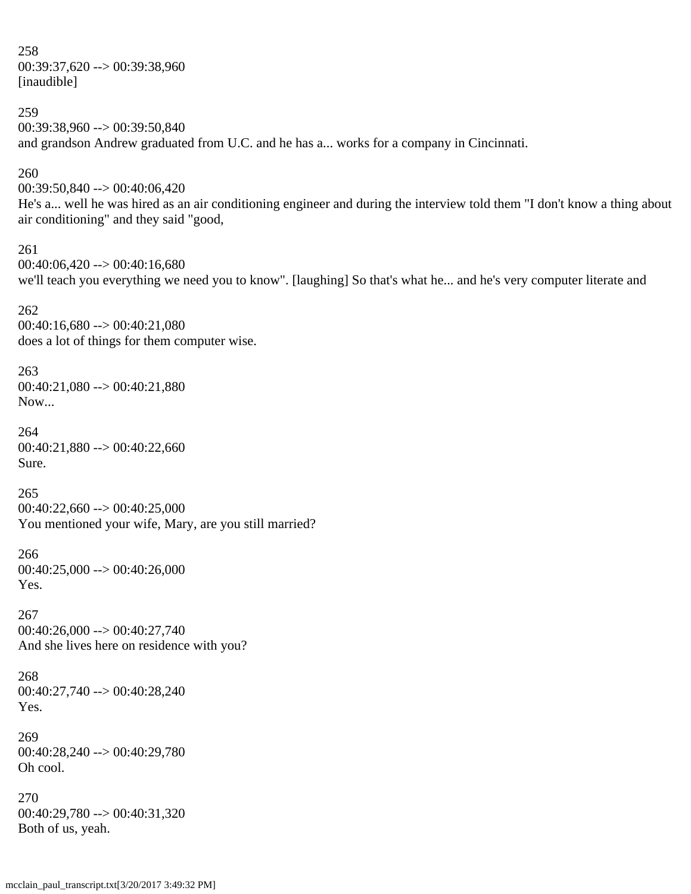258
00:39:37,620 --> 00:39:38,960
[inaudible]

259
00:39:38,960 --> 00:39:50,840
and grandson Andrew graduated from U.C. and he has a... works for a company in Cincinnati.

260
00:39:50,840 --> 00:40:06,420
He's a... well he was hired as an air conditioning engineer and during the interview told them "I don't know a thing about air conditioning" and they said "good,

261
00:40:06,420 --> 00:40:16,680
we'll teach you everything we need you to know". [laughing] So that's what he... and he's very computer literate and

262
00:40:16,680 --> 00:40:21,080
does a lot of things for them computer wise.

263
00:40:21,080 --> 00:40:21,880
Now...

264
00:40:21,880 --> 00:40:22,660
Sure.

265
00:40:22,660 --> 00:40:25,000
You mentioned your wife, Mary, are you still married?

266
00:40:25,000 --> 00:40:26,000
Yes.

267
00:40:26,000 --> 00:40:27,740
And she lives here on residence with you?

268
00:40:27,740 --> 00:40:28,240
Yes.

269
00:40:28,240 --> 00:40:29,780
Oh cool.

270
00:40:29,780 --> 00:40:31,320
Both of us, yeah.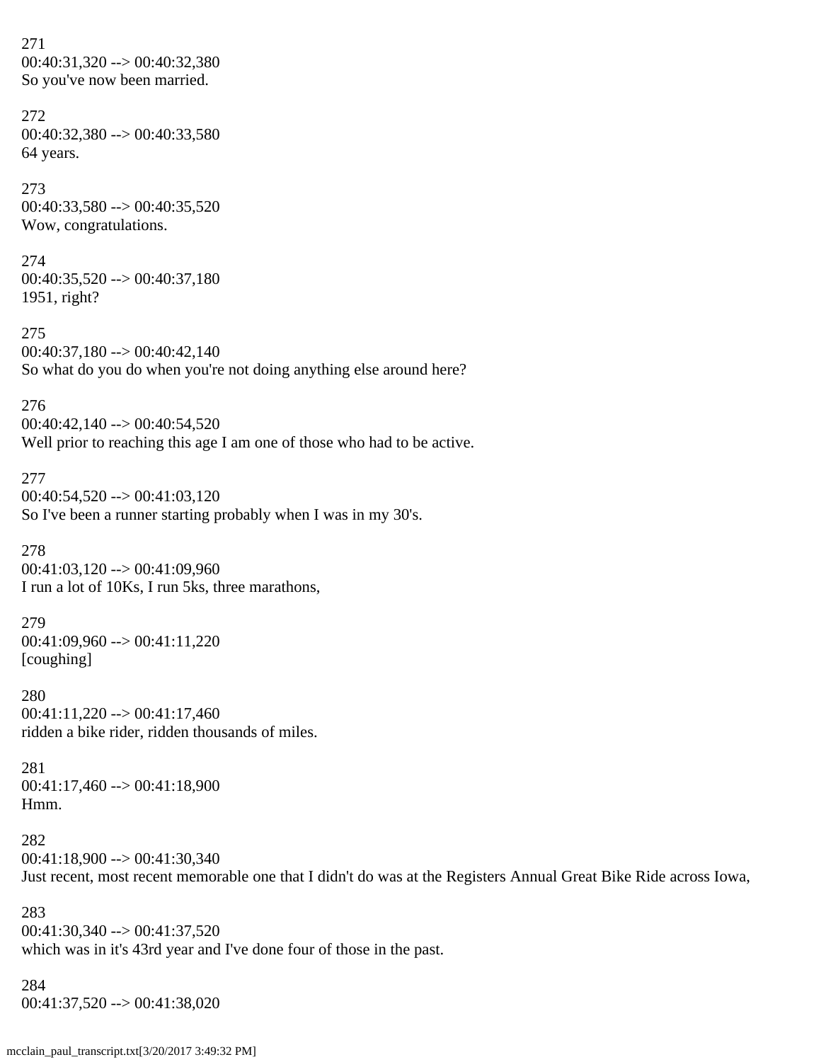271
00:40:31,320 --> 00:40:32,380
So you've now been married.

272
00:40:32,380 --> 00:40:33,580
64 years.

273
00:40:33,580 --> 00:40:35,520
Wow, congratulations.

274
00:40:35,520 --> 00:40:37,180
1951, right?

275
00:40:37,180 --> 00:40:42,140
So what do you do when you're not doing anything else around here?

276
00:40:42,140 --> 00:40:54,520
Well prior to reaching this age I am one of those who had to be active.

277
00:40:54,520 --> 00:41:03,120
So I've been a runner starting probably when I was in my 30's.

278
00:41:03,120 --> 00:41:09,960
I run a lot of 10Ks, I run 5ks, three marathons,

279
00:41:09,960 --> 00:41:11,220
[coughing]

280
00:41:11,220 --> 00:41:17,460
ridden a bike rider, ridden thousands of miles.

281
00:41:17,460 --> 00:41:18,900
Hmm.

282
00:41:18,900 --> 00:41:30,340
Just recent, most recent memorable one that I didn't do was at the Registers Annual Great Bike Ride across Iowa,

283
00:41:30,340 --> 00:41:37,520
which was in it's 43rd year and I've done four of those in the past.

284
00:41:37,520 --> 00:41:38,020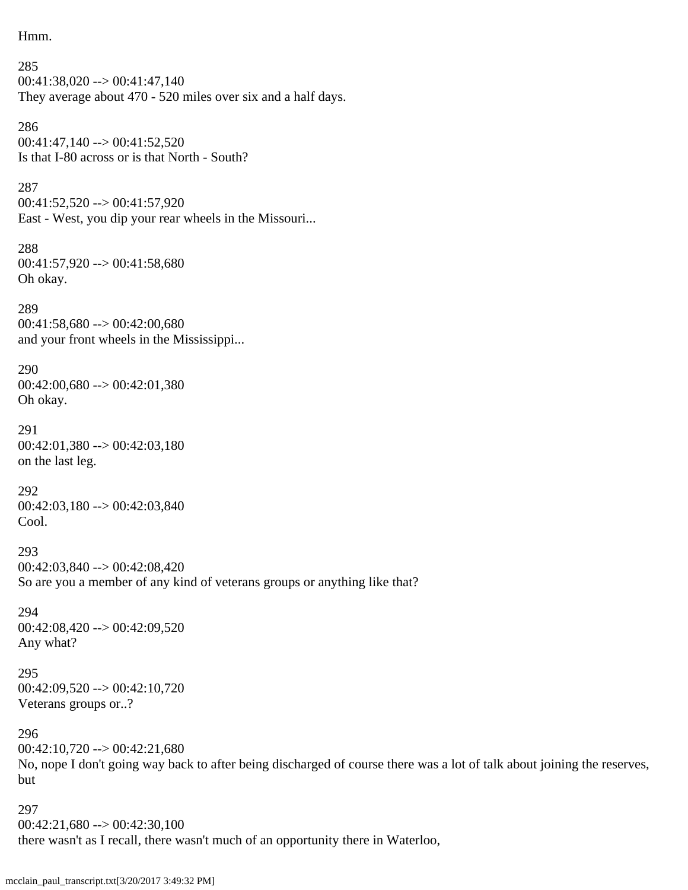Hmm.

285
00:41:38,020 --> 00:41:47,140
They average about 470 - 520 miles over six and a half days.

286
00:41:47,140 --> 00:41:52,520
Is that I-80 across or is that North - South?

287
00:41:52,520 --> 00:41:57,920
East - West, you dip your rear wheels in the Missouri...

288
00:41:57,920 --> 00:41:58,680
Oh okay.

289
00:41:58,680 --> 00:42:00,680
and your front wheels in the Mississippi...

290
00:42:00,680 --> 00:42:01,380
Oh okay.

291
00:42:01,380 --> 00:42:03,180
on the last leg.

292
00:42:03,180 --> 00:42:03,840
Cool.

293
00:42:03,840 --> 00:42:08,420
So are you a member of any kind of veterans groups or anything like that?

294
00:42:08,420 --> 00:42:09,520
Any what?

295
00:42:09,520 --> 00:42:10,720
Veterans groups or..?

296
00:42:10,720 --> 00:42:21,680
No, nope I don't going way back to after being discharged of course there was a lot of talk about joining the reserves, but

297
00:42:21,680 --> 00:42:30,100
there wasn't as I recall, there wasn't much of an opportunity there in Waterloo,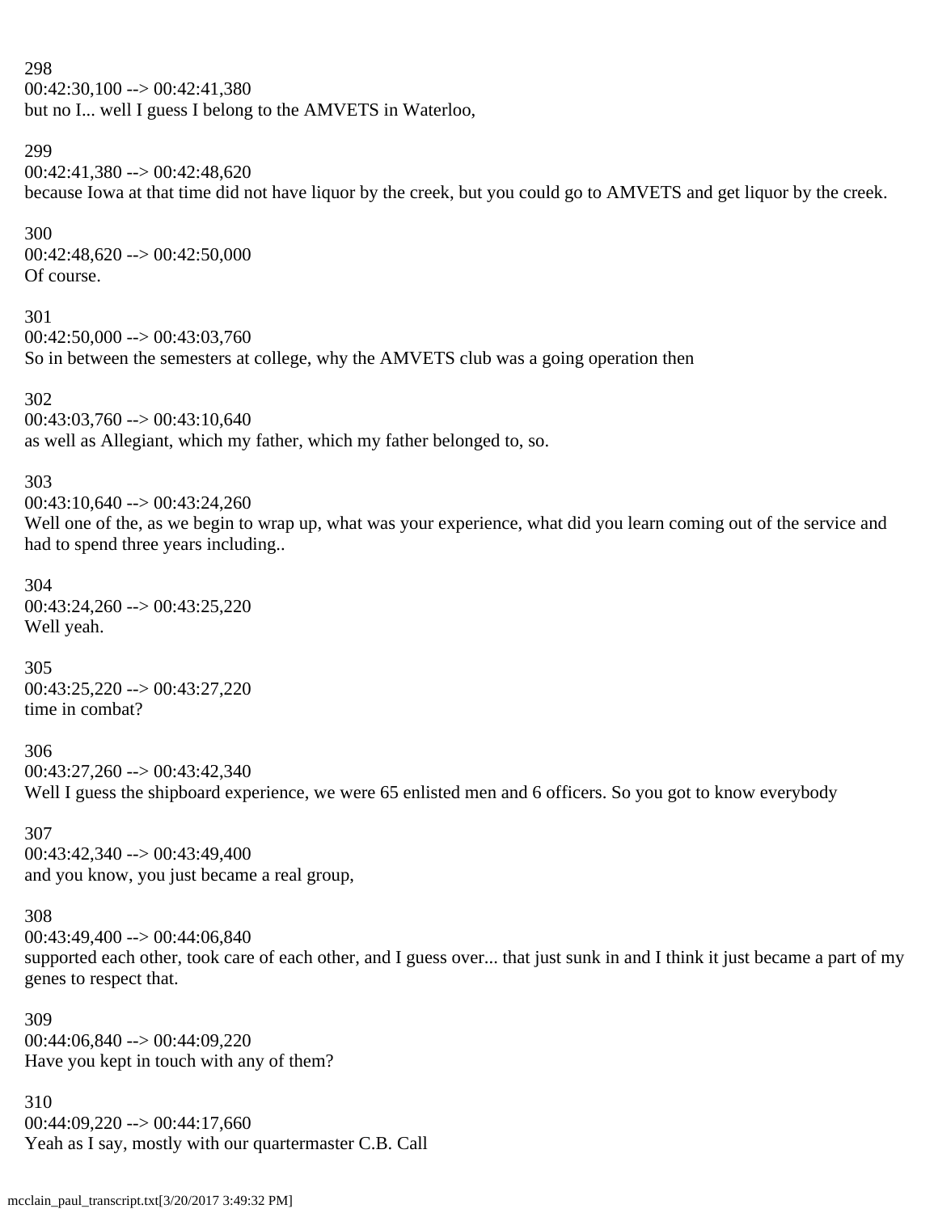298
00:42:30,100 --> 00:42:41,380
but no I... well I guess I belong to the AMVETS in Waterloo,

299
00:42:41,380 --> 00:42:48,620
because Iowa at that time did not have liquor by the creek, but you could go to AMVETS and get liquor by the creek.

300
00:42:48,620 --> 00:42:50,000
Of course.

301
00:42:50,000 --> 00:43:03,760
So in between the semesters at college, why the AMVETS club was a going operation then

302
00:43:03,760 --> 00:43:10,640
as well as Allegiant, which my father, which my father belonged to, so.

303
00:43:10,640 --> 00:43:24,260
Well one of the, as we begin to wrap up, what was your experience, what did you learn coming out of the service and had to spend three years including..

304
00:43:24,260 --> 00:43:25,220
Well yeah.

305
00:43:25,220 --> 00:43:27,220
time in combat?

306
00:43:27,260 --> 00:43:42,340
Well I guess the shipboard experience, we were 65 enlisted men and 6 officers. So you got to know everybody

307
00:43:42,340 --> 00:43:49,400
and you know, you just became a real group,

308
00:43:49,400 --> 00:44:06,840
supported each other, took care of each other, and I guess over... that just sunk in and I think it just became a part of my genes to respect that.

309
00:44:06,840 --> 00:44:09,220
Have you kept in touch with any of them?

310
00:44:09,220 --> 00:44:17,660
Yeah as I say, mostly with our quartermaster C.B. Call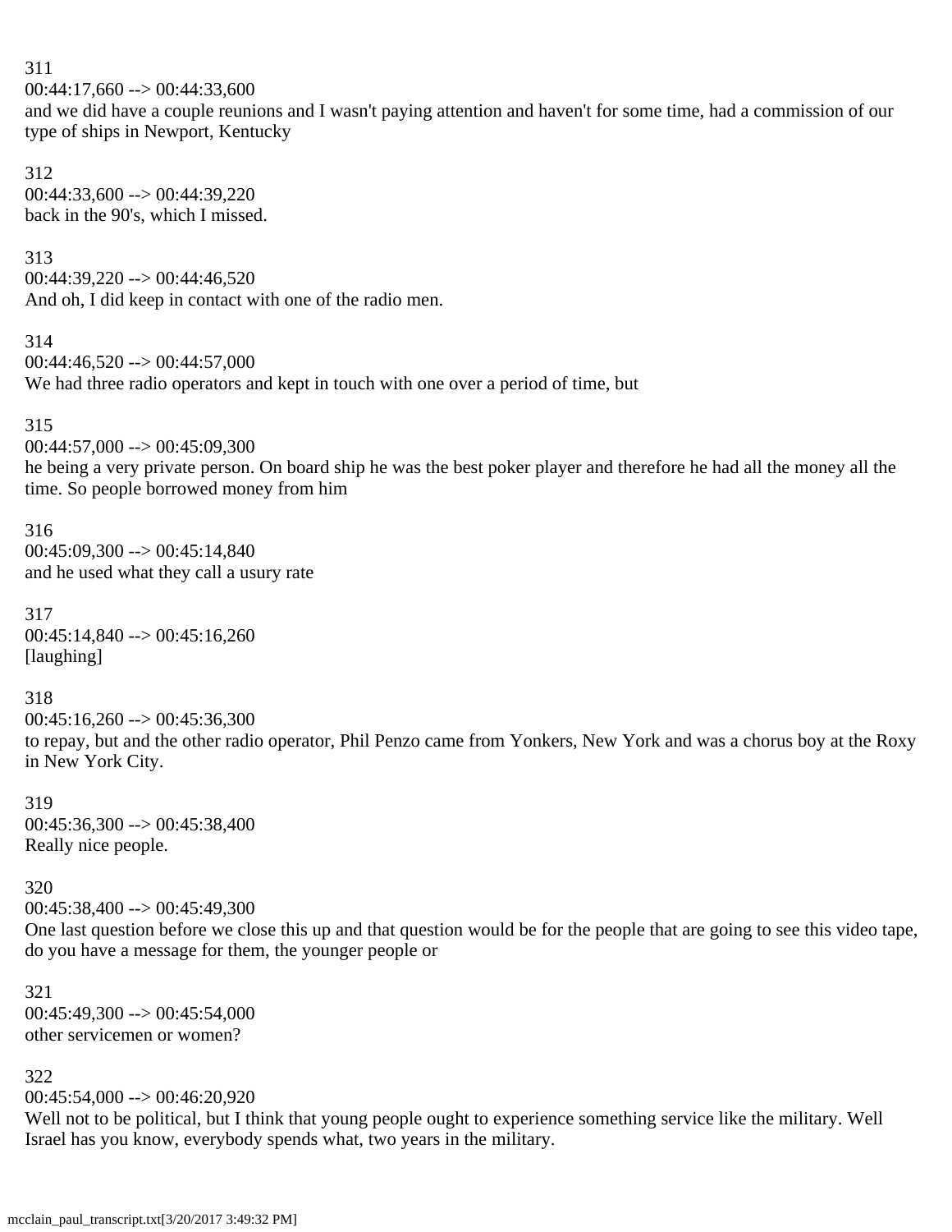311
00:44:17,660 --> 00:44:33,600
and we did have a couple reunions and I wasn't paying attention and haven't for some time, had a commission of our type of ships in Newport, Kentucky

312
00:44:33,600 --> 00:44:39,220
back in the 90's, which I missed.

313
00:44:39,220 --> 00:44:46,520
And oh, I did keep in contact with one of the radio men.

314
00:44:46,520 --> 00:44:57,000
We had three radio operators and kept in touch with one over a period of time, but

315
00:44:57,000 --> 00:45:09,300
he being a very private person. On board ship he was the best poker player and therefore he had all the money all the time. So people borrowed money from him

316
00:45:09,300 --> 00:45:14,840
and he used what they call a usury rate

317
00:45:14,840 --> 00:45:16,260
[laughing]

318
00:45:16,260 --> 00:45:36,300
to repay, but and the other radio operator, Phil Penzo came from Yonkers, New York and was a chorus boy at the Roxy in New York City.

319
00:45:36,300 --> 00:45:38,400
Really nice people.

320
00:45:38,400 --> 00:45:49,300
One last question before we close this up and that question would be for the people that are going to see this video tape, do you have a message for them, the younger people or

321
00:45:49,300 --> 00:45:54,000
other servicemen or women?

322
00:45:54,000 --> 00:46:20,920
Well not to be political, but I think that young people ought to experience something service like the military. Well Israel has you know, everybody spends what, two years in the military.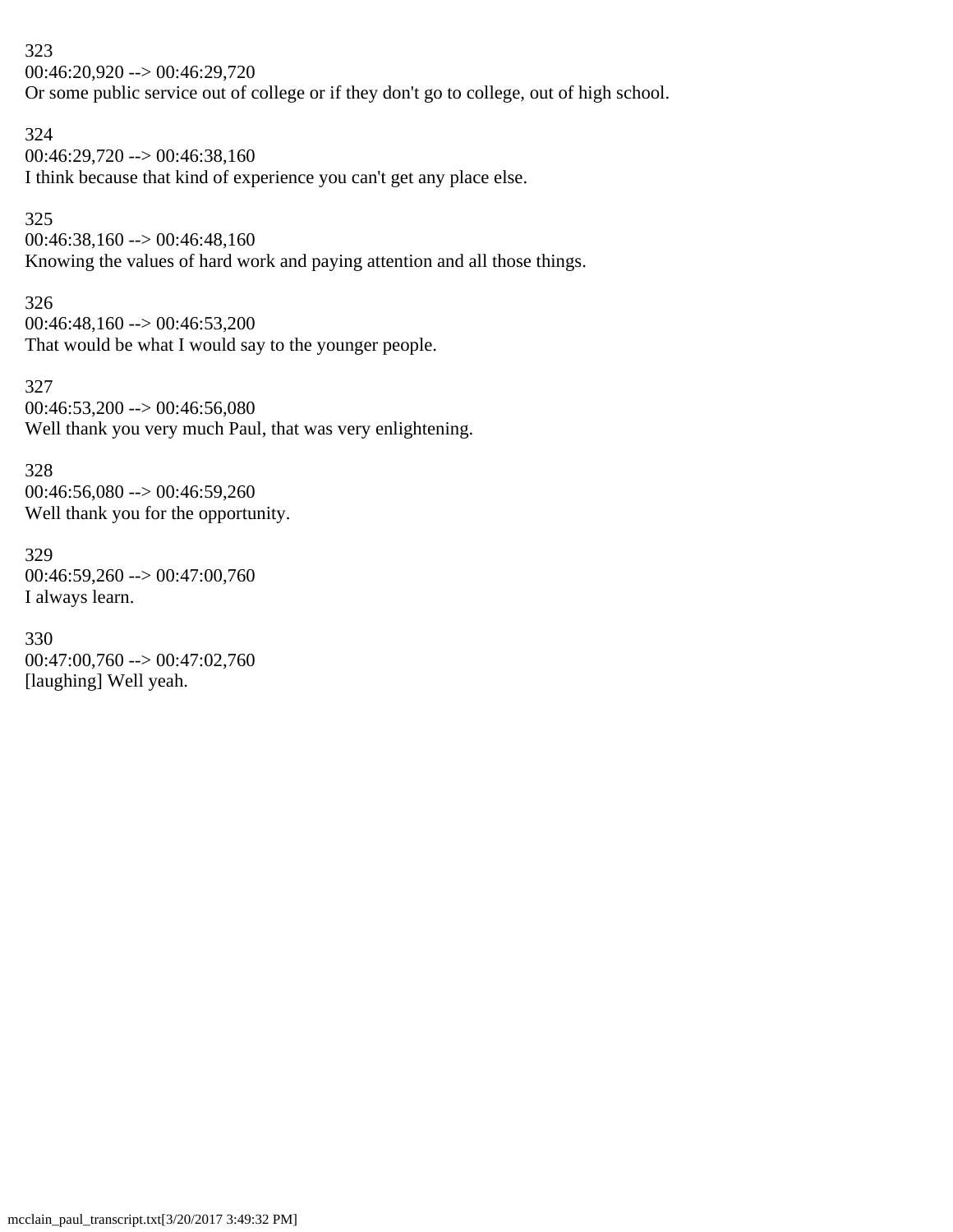323
00:46:20,920 --> 00:46:29,720
Or some public service out of college or if they don't go to college, out of high school.

324
00:46:29,720 --> 00:46:38,160
I think because that kind of experience you can't get any place else.

325
00:46:38,160 --> 00:46:48,160
Knowing the values of hard work and paying attention and all those things.

326
00:46:48,160 --> 00:46:53,200
That would be what I would say to the younger people.

327
00:46:53,200 --> 00:46:56,080
Well thank you very much Paul, that was very enlightening.

328
00:46:56,080 --> 00:46:59,260
Well thank you for the opportunity.

329
00:46:59,260 --> 00:47:00,760
I always learn.

330
00:47:00,760 --> 00:47:02,760
[laughing] Well yeah.